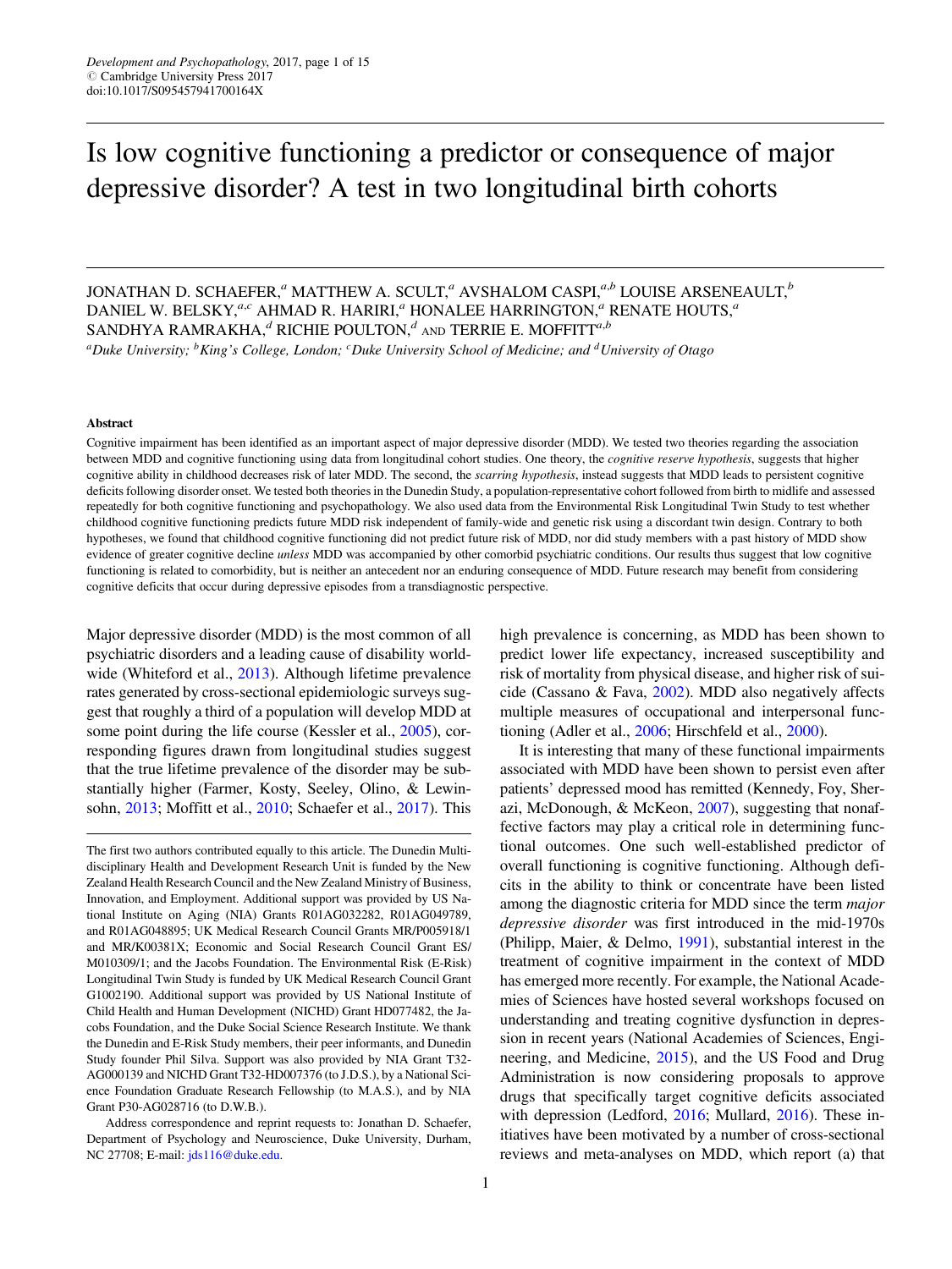# Is low cognitive functioning a predictor or consequence of major depressive disorder? A test in two longitudinal birth cohorts

JONATHAN D. SCHAEFER,[a] MATTHEW A. SCULT,[a] AVSHALOM CASPI,[a,b] LOUISE ARSENEAULT,[b] DANIEL W. BELSKY,[a,c] AHMAD R. HARIRI,[a] HONALEE HARRINGTON,[a] RENATE HOUTS,[a] SANDHYA RAMRAKHA,[d] RICHIE POULTON,[d] AND TERRIE E. MOFFITT[a,b]

[a]Duke University; [b]King's College, London; [c]Duke University School of Medicine; and [d]University of Otago

### Abstract

Cognitive impairment has been identified as an important aspect of major depressive disorder (MDD). We tested two theories regarding the association between MDD and cognitive functioning using data from longitudinal cohort studies. One theory, the *cognitive reserve hypothesis*, suggests that higher cognitive ability in childhood decreases risk of later MDD. The second, the *scarring hypothesis*, instead suggests that MDD leads to persistent cognitive deficits following disorder onset. We tested both theories in the Dunedin Study, a population-representative cohort followed from birth to midlife and assessed repeatedly for both cognitive functioning and psychopathology. We also used data from the Environmental Risk Longitudinal Twin Study to test whether childhood cognitive functioning predicts future MDD risk independent of family-wide and genetic risk using a discordant twin design. Contrary to both hypotheses, we found that childhood cognitive functioning did not predict future risk of MDD, nor did study members with a past history of MDD show evidence of greater cognitive decline *unless* MDD was accompanied by other comorbid psychiatric conditions. Our results thus suggest that low cognitive functioning is related to comorbidity, but is neither an antecedent nor an enduring consequence of MDD. Future research may benefit from considering cognitive deficits that occur during depressive episodes from a transdiagnostic perspective.

Major depressive disorder (MDD) is the most common of all psychiatric disorders and a leading cause of disability worldwide (Whiteford et al., 2013). Although lifetime prevalence rates generated by cross-sectional epidemiologic surveys suggest that roughly a third of a population will develop MDD at some point during the life course (Kessler et al., 2005), corresponding figures drawn from longitudinal studies suggest that the true lifetime prevalence of the disorder may be substantially higher (Farmer, Kosty, Seeley, Olino, & Lewinsohn, 2013; Moffitt et al., 2010; Schaefer et al., 2017). This high prevalence is concerning, as MDD has been shown to predict lower life expectancy, increased susceptibility and risk of mortality from physical disease, and higher risk of suicide (Cassano & Fava, 2002). MDD also negatively affects multiple measures of occupational and interpersonal functioning (Adler et al., 2006; Hirschfeld et al., 2000).

It is interesting that many of these functional impairments associated with MDD have been shown to persist even after patients' depressed mood has remitted (Kennedy, Foy, Sherazi, McDonough, & McKeon, 2007), suggesting that nonaffective factors may play a critical role in determining functional outcomes. One such well-established predictor of overall functioning is cognitive functioning. Although deficits in the ability to think or concentrate have been listed among the diagnostic criteria for MDD since the term *major depressive disorder* was first introduced in the mid-1970s (Philipp, Maier, & Delmo, 1991), substantial interest in the treatment of cognitive impairment in the context of MDD has emerged more recently. For example, the National Academies of Sciences have hosted several workshops focused on understanding and treating cognitive dysfunction in depression in recent years (National Academies of Sciences, Engineering, and Medicine, 2015), and the US Food and Drug Administration is now considering proposals to approve drugs that specifically target cognitive deficits associated with depression (Ledford, 2016; Mullard, 2016). These initiatives have been motivated by a number of cross-sectional reviews and meta-analyses on MDD, which report (a) that

---

The first two authors contributed equally to this article. The Dunedin Multidisciplinary Health and Development Research Unit is funded by the New Zealand Health Research Council and the New Zealand Ministry of Business, Innovation, and Employment. Additional support was provided by US National Institute on Aging (NIA) Grants R01AG032282, R01AG049789, and R01AG048895; UK Medical Research Council Grants MR/P005918/1 and MR/K00381X; Economic and Social Research Council Grant ES/M010309/1; and the Jacobs Foundation. The Environmental Risk (E-Risk) Longitudinal Twin Study is funded by UK Medical Research Council Grant G1002190. Additional support was provided by US National Institute of Child Health and Human Development (NICHD) Grant HD077482, the Jacobs Foundation, and the Duke Social Science Research Institute. We thank the Dunedin and E-Risk Study members, their peer informants, and Dunedin Study founder Phil Silva. Support was also provided by NIA Grant T32-AG000139 and NICHD Grant T32-HD007376 (to J.D.S.), by a National Science Foundation Graduate Research Fellowship (to M.A.S.), and by NIA Grant P30-AG028716 (to D.W.B.).

Address correspondence and reprint requests to: Jonathan D. Schaefer, Department of Psychology and Neuroscience, Duke University, Durham, NC 27708; E-mail: jds116@duke.edu.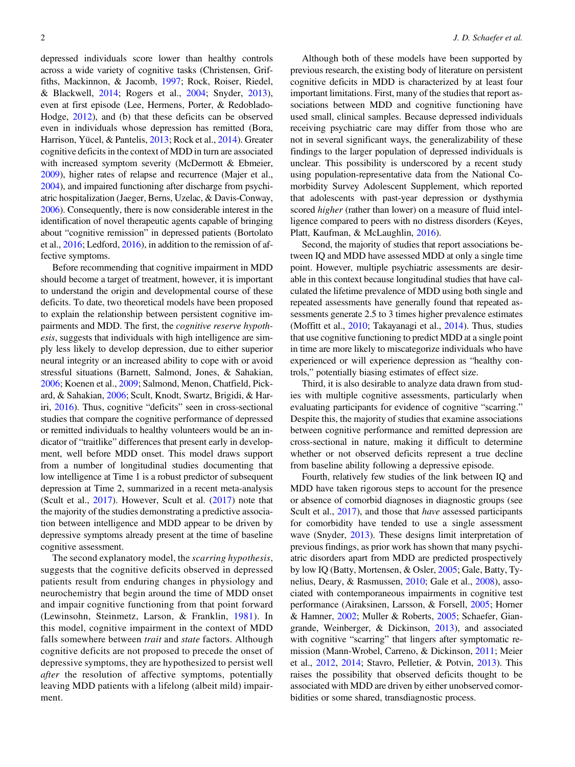depressed individuals score lower than healthy controls across a wide variety of cognitive tasks (Christensen, Griffiths, Mackinnon, & Jacomb, 1997; Rock, Roiser, Riedel, & Blackwell, 2014; Rogers et al., 2004; Snyder, 2013), even at first episode (Lee, Hermens, Porter, & Redoblado-Hodge, 2012), and (b) that these deficits can be observed even in individuals whose depression has remitted (Bora, Harrison, Yücel, & Pantelis, 2013; Rock et al., 2014). Greater cognitive deficits in the context of MDD in turn are associated with increased symptom severity (McDermott & Ebmeier, 2009), higher rates of relapse and recurrence (Majer et al., 2004), and impaired functioning after discharge from psychiatric hospitalization (Jaeger, Berns, Uzelac, & Davis-Conway, 2006). Consequently, there is now considerable interest in the identification of novel therapeutic agents capable of bringing about "cognitive remission" in depressed patients (Bortolato et al., 2016; Ledford, 2016), in addition to the remission of affective symptoms.

Before recommending that cognitive impairment in MDD should become a target of treatment, however, it is important to understand the origin and developmental course of these deficits. To date, two theoretical models have been proposed to explain the relationship between persistent cognitive impairments and MDD. The first, the *cognitive reserve hypothesis*, suggests that individuals with high intelligence are simply less likely to develop depression, due to either superior neural integrity or an increased ability to cope with or avoid stressful situations (Barnett, Salmond, Jones, & Sahakian, 2006; Koenen et al., 2009; Salmond, Menon, Chatfield, Pickard, & Sahakian, 2006; Scult, Knodt, Swartz, Brigidi, & Hariri, 2016). Thus, cognitive "deficits" seen in cross-sectional studies that compare the cognitive performance of depressed or remitted individuals to healthy volunteers would be an indicator of "traitlike" differences that present early in development, well before MDD onset. This model draws support from a number of longitudinal studies documenting that low intelligence at Time 1 is a robust predictor of subsequent depression at Time 2, summarized in a recent meta-analysis (Scult et al., 2017). However, Scult et al. (2017) note that the majority of the studies demonstrating a predictive association between intelligence and MDD appear to be driven by depressive symptoms already present at the time of baseline cognitive assessment.

The second explanatory model, the *scarring hypothesis*, suggests that the cognitive deficits observed in depressed patients result from enduring changes in physiology and neurochemistry that begin around the time of MDD onset and impair cognitive functioning from that point forward (Lewinsohn, Steinmetz, Larson, & Franklin, 1981). In this model, cognitive impairment in the context of MDD falls somewhere between *trait* and *state* factors. Although cognitive deficits are not proposed to precede the onset of depressive symptoms, they are hypothesized to persist well *after* the resolution of affective symptoms, potentially leaving MDD patients with a lifelong (albeit mild) impairment.

Although both of these models have been supported by previous research, the existing body of literature on persistent cognitive deficits in MDD is characterized by at least four important limitations. First, many of the studies that report associations between MDD and cognitive functioning have used small, clinical samples. Because depressed individuals receiving psychiatric care may differ from those who are not in several significant ways, the generalizability of these findings to the larger population of depressed individuals is unclear. This possibility is underscored by a recent study using population-representative data from the National Comorbidity Survey Adolescent Supplement, which reported that adolescents with past-year depression or dysthymia scored *higher* (rather than lower) on a measure of fluid intelligence compared to peers with no distress disorders (Keyes, Platt, Kaufman, & McLaughlin, 2016).

Second, the majority of studies that report associations between IQ and MDD have assessed MDD at only a single time point. However, multiple psychiatric assessments are desirable in this context because longitudinal studies that have calculated the lifetime prevalence of MDD using both single and repeated assessments have generally found that repeated assessments generate 2.5 to 3 times higher prevalence estimates (Moffitt et al., 2010; Takayanagi et al., 2014). Thus, studies that use cognitive functioning to predict MDD at a single point in time are more likely to miscategorize individuals who have experienced or will experience depression as "healthy controls," potentially biasing estimates of effect size.

Third, it is also desirable to analyze data drawn from studies with multiple cognitive assessments, particularly when evaluating participants for evidence of cognitive "scarring." Despite this, the majority of studies that examine associations between cognitive performance and remitted depression are cross-sectional in nature, making it difficult to determine whether or not observed deficits represent a true decline from baseline ability following a depressive episode.

Fourth, relatively few studies of the link between IQ and MDD have taken rigorous steps to account for the presence or absence of comorbid diagnoses in diagnostic groups (see Scult et al., 2017), and those that *have* assessed participants for comorbidity have tended to use a single assessment wave (Snyder, 2013). These designs limit interpretation of previous findings, as prior work has shown that many psychiatric disorders apart from MDD are predicted prospectively by low IQ (Batty, Mortensen, & Osler, 2005; Gale, Batty, Tynelius, Deary, & Rasmussen, 2010; Gale et al., 2008), associated with contemporaneous impairments in cognitive test performance (Airaksinen, Larsson, & Forsell, 2005; Horner & Hamner, 2002; Muller & Roberts, 2005; Schaefer, Giangrande, Weinberger, & Dickinson, 2013), and associated with cognitive "scarring" that lingers after symptomatic remission (Mann-Wrobel, Carreno, & Dickinson, 2011; Meier et al., 2012, 2014; Stavro, Pelletier, & Potvin, 2013). This raises the possibility that observed deficits thought to be associated with MDD are driven by either unobserved comorbidities or some shared, transdiagnostic process.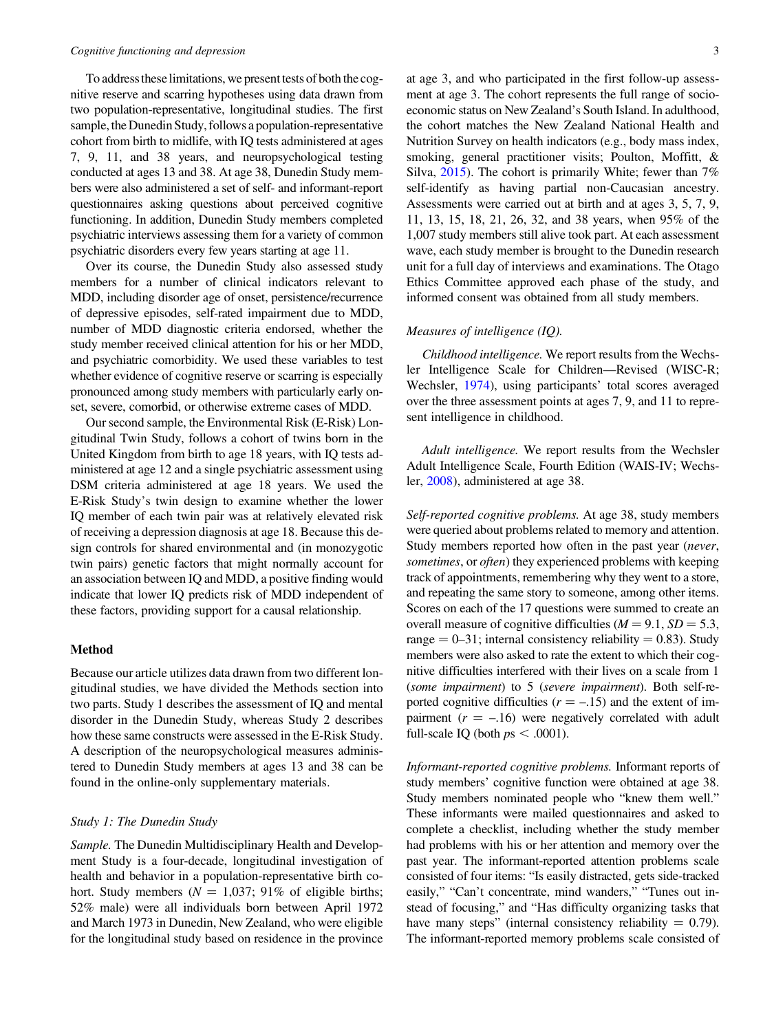To address these limitations, we present tests of both the cognitive reserve and scarring hypotheses using data drawn from two population-representative, longitudinal studies. The first sample, the Dunedin Study, follows a population-representative cohort from birth to midlife, with IQ tests administered at ages 7, 9, 11, and 38 years, and neuropsychological testing conducted at ages 13 and 38. At age 38, Dunedin Study members were also administered a set of self- and informant-report questionnaires asking questions about perceived cognitive functioning. In addition, Dunedin Study members completed psychiatric interviews assessing them for a variety of common psychiatric disorders every few years starting at age 11.

Over its course, the Dunedin Study also assessed study members for a number of clinical indicators relevant to MDD, including disorder age of onset, persistence/recurrence of depressive episodes, self-rated impairment due to MDD, number of MDD diagnostic criteria endorsed, whether the study member received clinical attention for his or her MDD, and psychiatric comorbidity. We used these variables to test whether evidence of cognitive reserve or scarring is especially pronounced among study members with particularly early onset, severe, comorbid, or otherwise extreme cases of MDD.

Our second sample, the Environmental Risk (E-Risk) Longitudinal Twin Study, follows a cohort of twins born in the United Kingdom from birth to age 18 years, with IQ tests administered at age 12 and a single psychiatric assessment using DSM criteria administered at age 18 years. We used the E-Risk Study's twin design to examine whether the lower IQ member of each twin pair was at relatively elevated risk of receiving a depression diagnosis at age 18. Because this design controls for shared environmental and (in monozygotic twin pairs) genetic factors that might normally account for an association between IQ and MDD, a positive finding would indicate that lower IQ predicts risk of MDD independent of these factors, providing support for a causal relationship.

## Method

Because our article utilizes data drawn from two different longitudinal studies, we have divided the Methods section into two parts. Study 1 describes the assessment of IQ and mental disorder in the Dunedin Study, whereas Study 2 describes how these same constructs were assessed in the E-Risk Study. A description of the neuropsychological measures administered to Dunedin Study members at ages 13 and 38 can be found in the online-only supplementary materials.

### *Study 1: The Dunedin Study*

*Sample.* The Dunedin Multidisciplinary Health and Development Study is a four-decade, longitudinal investigation of health and behavior in a population-representative birth cohort. Study members ($N$ = 1,037; 91% of eligible births; 52% male) were all individuals born between April 1972 and March 1973 in Dunedin, New Zealand, who were eligible for the longitudinal study based on residence in the province at age 3, and who participated in the first follow-up assessment at age 3. The cohort represents the full range of socioeconomic status on New Zealand's South Island. In adulthood, the cohort matches the New Zealand National Health and Nutrition Survey on health indicators (e.g., body mass index, smoking, general practitioner visits; Poulton, Moffitt, & Silva, 2015). The cohort is primarily White; fewer than 7% self-identify as having partial non-Caucasian ancestry. Assessments were carried out at birth and at ages 3, 5, 7, 9, 11, 13, 15, 18, 21, 26, 32, and 38 years, when 95% of the 1,007 study members still alive took part. At each assessment wave, each study member is brought to the Dunedin research unit for a full day of interviews and examinations. The Otago Ethics Committee approved each phase of the study, and informed consent was obtained from all study members.

#### *Measures of intelligence (IQ).*

*Childhood intelligence.* We report results from the Wechsler Intelligence Scale for Children—Revised (WISC-R; Wechsler, 1974), using participants' total scores averaged over the three assessment points at ages 7, 9, and 11 to represent intelligence in childhood.

*Adult intelligence.* We report results from the Wechsler Adult Intelligence Scale, Fourth Edition (WAIS-IV; Wechsler, 2008), administered at age 38.

*Self-reported cognitive problems.* At age 38, study members were queried about problems related to memory and attention. Study members reported how often in the past year (*never*, *sometimes*, or *often*) they experienced problems with keeping track of appointments, remembering why they went to a store, and repeating the same story to someone, among other items. Scores on each of the 17 questions were summed to create an overall measure of cognitive difficulties ($M = 9.1$, $SD = 5.3$, range = 0–31; internal consistency reliability = 0.83). Study members were also asked to rate the extent to which their cognitive difficulties interfered with their lives on a scale from 1 (*some impairment*) to 5 (*severe impairment*). Both self-reported cognitive difficulties ($r = -.15$) and the extent of impairment ($r = -.16$) were negatively correlated with adult full-scale IQ (both $ps < .0001$).

*Informant-reported cognitive problems.* Informant reports of study members' cognitive function were obtained at age 38. Study members nominated people who "knew them well." These informants were mailed questionnaires and asked to complete a checklist, including whether the study member had problems with his or her attention and memory over the past year. The informant-reported attention problems scale consisted of four items: "Is easily distracted, gets side-tracked easily," "Can't concentrate, mind wanders," "Tunes out instead of focusing," and "Has difficulty organizing tasks that have many steps" (internal consistency reliability = 0.79). The informant-reported memory problems scale consisted of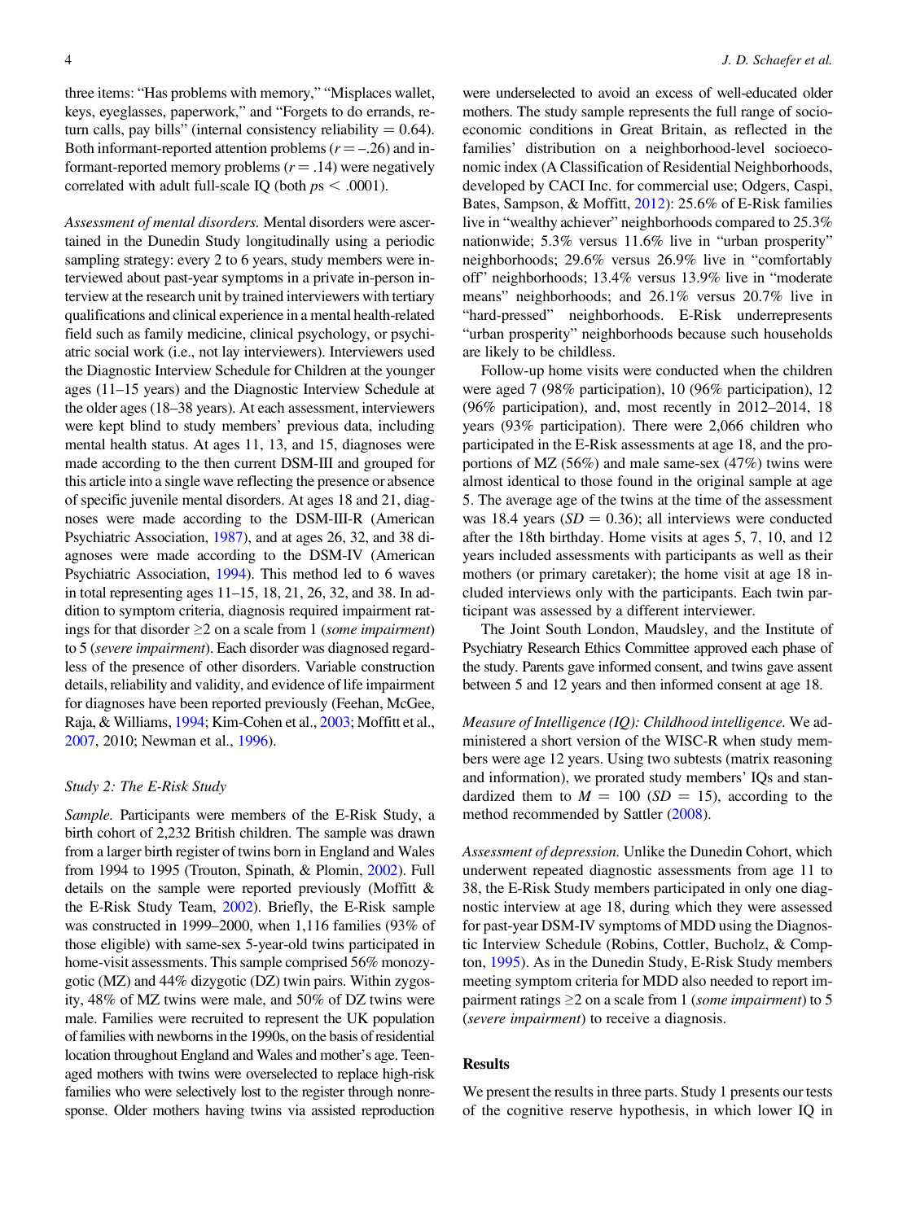three items: "Has problems with memory," "Misplaces wallet, keys, eyeglasses, paperwork," and "Forgets to do errands, return calls, pay bills" (internal consistency reliability = 0.64). Both informant-reported attention problems ($r = -.26$) and informant-reported memory problems ($r = .14$) were negatively correlated with adult full-scale IQ (both $ps < .0001$).

*Assessment of mental disorders.* Mental disorders were ascertained in the Dunedin Study longitudinally using a periodic sampling strategy: every 2 to 6 years, study members were interviewed about past-year symptoms in a private in-person interview at the research unit by trained interviewers with tertiary qualifications and clinical experience in a mental health-related field such as family medicine, clinical psychology, or psychiatric social work (i.e., not lay interviewers). Interviewers used the Diagnostic Interview Schedule for Children at the younger ages (11–15 years) and the Diagnostic Interview Schedule at the older ages (18–38 years). At each assessment, interviewers were kept blind to study members' previous data, including mental health status. At ages 11, 13, and 15, diagnoses were made according to the then current DSM-III and grouped for this article into a single wave reflecting the presence or absence of specific juvenile mental disorders. At ages 18 and 21, diagnoses were made according to the DSM-III-R (American Psychiatric Association, 1987), and at ages 26, 32, and 38 diagnoses were made according to the DSM-IV (American Psychiatric Association, 1994). This method led to 6 waves in total representing ages 11–15, 18, 21, 26, 32, and 38. In addition to symptom criteria, diagnosis required impairment ratings for that disorder ≥2 on a scale from 1 (*some impairment*) to 5 (*severe impairment*). Each disorder was diagnosed regardless of the presence of other disorders. Variable construction details, reliability and validity, and evidence of life impairment for diagnoses have been reported previously (Feehan, McGee, Raja, & Williams, 1994; Kim-Cohen et al., 2003; Moffitt et al., 2007, 2010; Newman et al., 1996).

### Study 2: The E-Risk Study

*Sample.* Participants were members of the E-Risk Study, a birth cohort of 2,232 British children. The sample was drawn from a larger birth register of twins born in England and Wales from 1994 to 1995 (Trouton, Spinath, & Plomin, 2002). Full details on the sample were reported previously (Moffitt & the E-Risk Study Team, 2002). Briefly, the E-Risk sample was constructed in 1999–2000, when 1,116 families (93% of those eligible) with same-sex 5-year-old twins participated in home-visit assessments. This sample comprised 56% monozygotic (MZ) and 44% dizygotic (DZ) twin pairs. Within zygosity, 48% of MZ twins were male, and 50% of DZ twins were male. Families were recruited to represent the UK population of families with newborns in the 1990s, on the basis of residential location throughout England and Wales and mother's age. Teenaged mothers with twins were overselected to replace high-risk families who were selectively lost to the register through nonresponse. Older mothers having twins via assisted reproduction were underselected to avoid an excess of well-educated older mothers. The study sample represents the full range of socioeconomic conditions in Great Britain, as reflected in the families' distribution on a neighborhood-level socioeconomic index (A Classification of Residential Neighborhoods, developed by CACI Inc. for commercial use; Odgers, Caspi, Bates, Sampson, & Moffitt, 2012): 25.6% of E-Risk families live in "wealthy achiever" neighborhoods compared to 25.3% nationwide; 5.3% versus 11.6% live in "urban prosperity" neighborhoods; 29.6% versus 26.9% live in "comfortably off" neighborhoods; 13.4% versus 13.9% live in "moderate means" neighborhoods; and 26.1% versus 20.7% live in "hard-pressed" neighborhoods. E-Risk underrepresents "urban prosperity" neighborhoods because such households are likely to be childless.

Follow-up home visits were conducted when the children were aged 7 (98% participation), 10 (96% participation), 12 (96% participation), and, most recently in 2012–2014, 18 years (93% participation). There were 2,066 children who participated in the E-Risk assessments at age 18, and the proportions of MZ (56%) and male same-sex (47%) twins were almost identical to those found in the original sample at age 5. The average age of the twins at the time of the assessment was 18.4 years ($SD = 0.36$); all interviews were conducted after the 18th birthday. Home visits at ages 5, 7, 10, and 12 years included assessments with participants as well as their mothers (or primary caretaker); the home visit at age 18 included interviews only with the participants. Each twin participant was assessed by a different interviewer.

The Joint South London, Maudsley, and the Institute of Psychiatry Research Ethics Committee approved each phase of the study. Parents gave informed consent, and twins gave assent between 5 and 12 years and then informed consent at age 18.

*Measure of Intelligence (IQ): Childhood intelligence.* We administered a short version of the WISC-R when study members were age 12 years. Using two subtests (matrix reasoning and information), we prorated study members' IQs and standardized them to $M = 100$ ($SD = 15$), according to the method recommended by Sattler (2008).

*Assessment of depression.* Unlike the Dunedin Cohort, which underwent repeated diagnostic assessments from age 11 to 38, the E-Risk Study members participated in only one diagnostic interview at age 18, during which they were assessed for past-year DSM-IV symptoms of MDD using the Diagnostic Interview Schedule (Robins, Cottler, Bucholz, & Compton, 1995). As in the Dunedin Study, E-Risk Study members meeting symptom criteria for MDD also needed to report impairment ratings ≥2 on a scale from 1 (*some impairment*) to 5 (*severe impairment*) to receive a diagnosis.

## Results

We present the results in three parts. Study 1 presents our tests of the cognitive reserve hypothesis, in which lower IQ in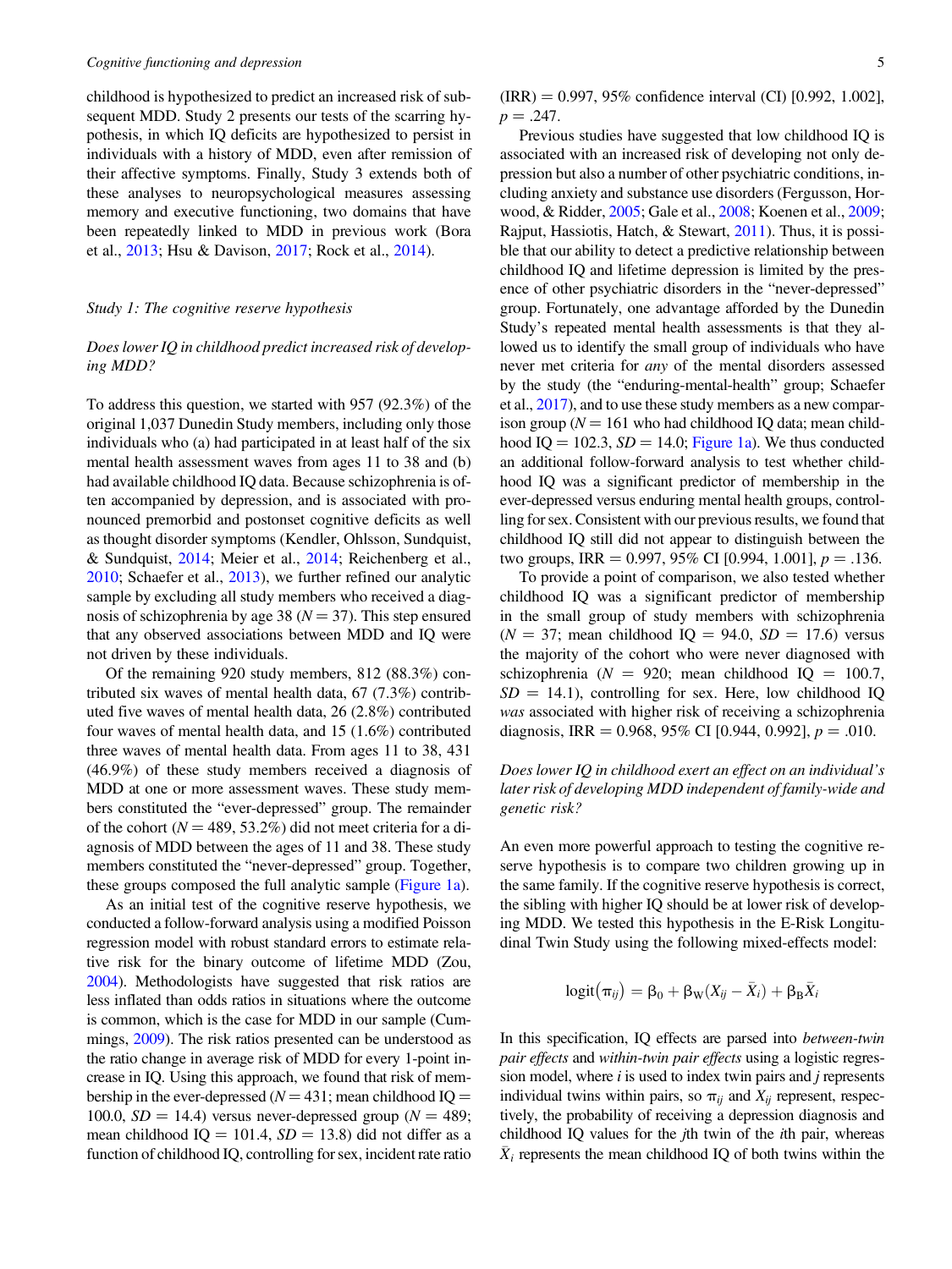childhood is hypothesized to predict an increased risk of subsequent MDD. Study 2 presents our tests of the scarring hypothesis, in which IQ deficits are hypothesized to persist in individuals with a history of MDD, even after remission of their affective symptoms. Finally, Study 3 extends both of these analyses to neuropsychological measures assessing memory and executive functioning, two domains that have been repeatedly linked to MDD in previous work (Bora et al., 2013; Hsu & Davison, 2017; Rock et al., 2014).

### *Study 1: The cognitive reserve hypothesis*

#### *Does lower IQ in childhood predict increased risk of developing MDD?*

To address this question, we started with 957 (92.3%) of the original 1,037 Dunedin Study members, including only those individuals who (a) had participated in at least half of the six mental health assessment waves from ages 11 to 38 and (b) had available childhood IQ data. Because schizophrenia is often accompanied by depression, and is associated with pronounced premorbid and postonset cognitive deficits as well as thought disorder symptoms (Kendler, Ohlsson, Sundquist, & Sundquist, 2014; Meier et al., 2014; Reichenberg et al., 2010; Schaefer et al., 2013), we further refined our analytic sample by excluding all study members who received a diagnosis of schizophrenia by age 38 ($N = 37$). This step ensured that any observed associations between MDD and IQ were not driven by these individuals.

Of the remaining 920 study members, 812 (88.3%) contributed six waves of mental health data, 67 (7.3%) contributed five waves of mental health data, 26 (2.8%) contributed four waves of mental health data, and 15 (1.6%) contributed three waves of mental health data. From ages 11 to 38, 431 (46.9%) of these study members received a diagnosis of MDD at one or more assessment waves. These study members constituted the "ever-depressed" group. The remainder of the cohort ($N = 489$, 53.2%) did not meet criteria for a diagnosis of MDD between the ages of 11 and 38. These study members constituted the "never-depressed" group. Together, these groups composed the full analytic sample (Figure 1a).

As an initial test of the cognitive reserve hypothesis, we conducted a follow-forward analysis using a modified Poisson regression model with robust standard errors to estimate relative risk for the binary outcome of lifetime MDD (Zou, 2004). Methodologists have suggested that risk ratios are less inflated than odds ratios in situations where the outcome is common, which is the case for MDD in our sample (Cummings, 2009). The risk ratios presented can be understood as the ratio change in average risk of MDD for every 1-point increase in IQ. Using this approach, we found that risk of membership in the ever-depressed ($N = 431$; mean childhood IQ = 100.0, $SD = 14.4$) versus never-depressed group ($N = 489$; mean childhood IQ = 101.4, $SD = 13.8$) did not differ as a function of childhood IQ, controlling for sex, incident rate ratio (IRR) = 0.997, 95% confidence interval (CI) [0.992, 1.002], $p = .247$.

Previous studies have suggested that low childhood IQ is associated with an increased risk of developing not only depression but also a number of other psychiatric conditions, including anxiety and substance use disorders (Fergusson, Horwood, & Ridder, 2005; Gale et al., 2008; Koenen et al., 2009; Rajput, Hassiotis, Hatch, & Stewart, 2011). Thus, it is possible that our ability to detect a predictive relationship between childhood IQ and lifetime depression is limited by the presence of other psychiatric disorders in the "never-depressed" group. Fortunately, one advantage afforded by the Dunedin Study's repeated mental health assessments is that they allowed us to identify the small group of individuals who have never met criteria for *any* of the mental disorders assessed by the study (the "enduring-mental-health" group; Schaefer et al., 2017), and to use these study members as a new comparison group ($N = 161$ who had childhood IQ data; mean childhood IQ = 102.3, $SD = 14.0$; Figure 1a). We thus conducted an additional follow-forward analysis to test whether childhood IQ was a significant predictor of membership in the ever-depressed versus enduring mental health groups, controlling for sex. Consistent with our previous results, we found that childhood IQ still did not appear to distinguish between the two groups, IRR = 0.997, 95% CI [0.994, 1.001], $p = .136$.

To provide a point of comparison, we also tested whether childhood IQ was a significant predictor of membership in the small group of study members with schizophrenia ($N = 37$; mean childhood IQ = 94.0, $SD = 17.6$) versus the majority of the cohort who were never diagnosed with schizophrenia ($N = 920$; mean childhood IQ = 100.7, $SD = 14.1$), controlling for sex. Here, low childhood IQ *was* associated with higher risk of receiving a schizophrenia diagnosis, IRR = 0.968, 95% CI [0.944, 0.992], $p = .010$.

#### *Does lower IQ in childhood exert an effect on an individual's later risk of developing MDD independent of family-wide and genetic risk?*

An even more powerful approach to testing the cognitive reserve hypothesis is to compare two children growing up in the same family. If the cognitive reserve hypothesis is correct, the sibling with higher IQ should be at lower risk of developing MDD. We tested this hypothesis in the E-Risk Longitudinal Twin Study using the following mixed-effects model:

$$\text{logit}(\pi_{ij}) = \beta_0 + \beta_W(X_{ij} - \bar{X}_i) + \beta_B\bar{X}_i$$

In this specification, IQ effects are parsed into *between-twin pair effects* and *within-twin pair effects* using a logistic regression model, where $i$ is used to index twin pairs and $j$ represents individual twins within pairs, so $\pi_{ij}$ and $X_{ij}$ represent, respectively, the probability of receiving a depression diagnosis and childhood IQ values for the $j$th twin of the $i$th pair, whereas $\bar{X}_i$ represents the mean childhood IQ of both twins within the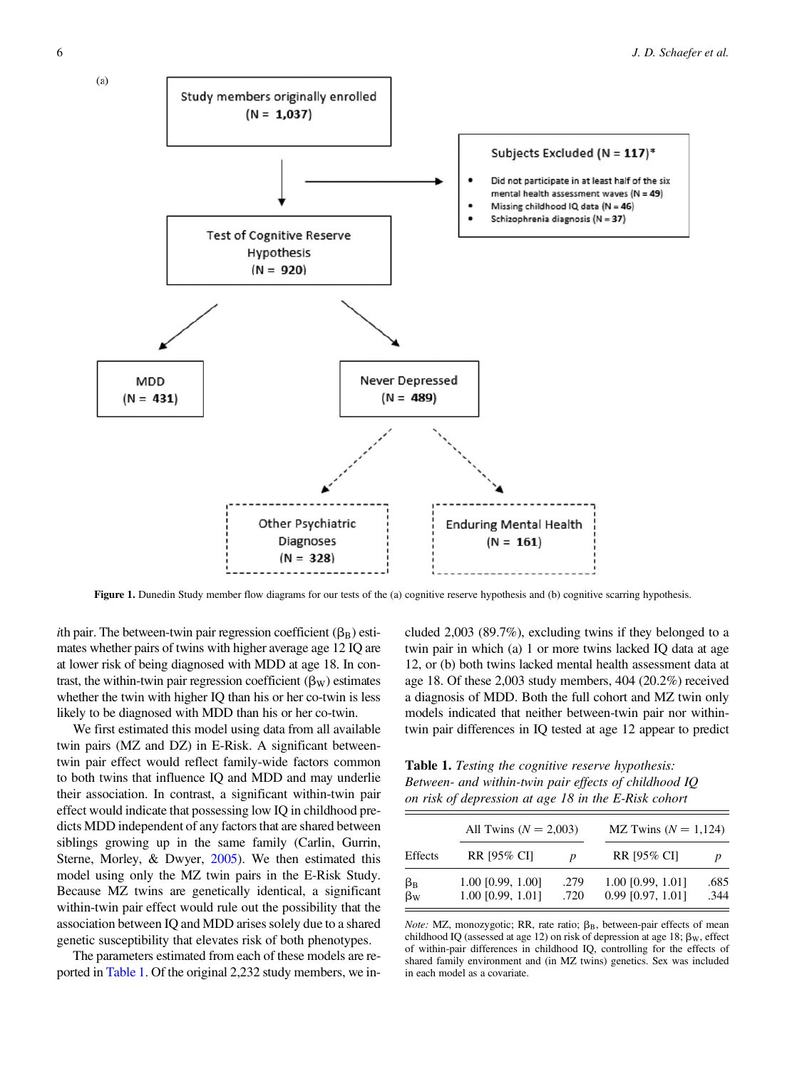(a)

Study members originally enrolled (N = 1,037)

Subjects Excluded (N = 117)*

- Did not participate in at least half of the six mental health assessment waves (N = 49)
- Missing childhood IQ data (N = 46)
- Schizophrenia diagnosis (N = 37)

Test of Cognitive Reserve Hypothesis (N = 920)

MDD (N = 431)

Never Depressed (N = 489)

Other Psychiatric Diagnoses (N = 328)

Enduring Mental Health (N = 161)

**Figure 1.** Dunedin Study member flow diagrams for our tests of the (a) cognitive reserve hypothesis and (b) cognitive scarring hypothesis.

*i*th pair. The between-twin pair regression coefficient ($\beta_B$) estimates whether pairs of twins with higher average age 12 IQ are at lower risk of being diagnosed with MDD at age 18. In contrast, the within-twin pair regression coefficient ($\beta_W$) estimates whether the twin with higher IQ than his or her co-twin is less likely to be diagnosed with MDD than his or her co-twin.

We first estimated this model using data from all available twin pairs (MZ and DZ) in E-Risk. A significant between-twin pair effect would reflect family-wide factors common to both twins that influence IQ and MDD and may underlie their association. In contrast, a significant within-twin pair effect would indicate that possessing low IQ in childhood predicts MDD independent of any factors that are shared between siblings growing up in the same family (Carlin, Gurrin, Sterne, Morley, & Dwyer, 2005). We then estimated this model using only the MZ twin pairs in the E-Risk Study. Because MZ twins are genetically identical, a significant within-twin pair effect would rule out the possibility that the association between IQ and MDD arises solely due to a shared genetic susceptibility that elevates risk of both phenotypes.

The parameters estimated from each of these models are reported in Table 1. Of the original 2,232 study members, we included 2,003 (89.7%), excluding twins if they belonged to a twin pair in which (a) 1 or more twins lacked IQ data at age 12, or (b) both twins lacked mental health assessment data at age 18. Of these 2,003 study members, 404 (20.2%) received a diagnosis of MDD. Both the full cohort and MZ twin only models indicated that neither between-twin pair nor within-twin pair differences in IQ tested at age 12 appear to predict

**Table 1.** *Testing the cognitive reserve hypothesis: Between- and within-twin pair effects of childhood IQ on risk of depression at age 18 in the E-Risk cohort*

| | All Twins ($N$ = 2,003) | | MZ Twins ($N$ = 1,124) | |
|---|---|---|---|---|
| Effects | RR [95% CI] | $p$ | RR [95% CI] | $p$ |
| $\beta_B$ | 1.00 [0.99, 1.00] | .279 | 1.00 [0.99, 1.01] | .685 |
| $\beta_W$ | 1.00 [0.99, 1.01] | .720 | 0.99 [0.97, 1.01] | .344 |

*Note:* MZ, monozygotic; RR, rate ratio; $\beta_B$, between-pair effects of mean childhood IQ (assessed at age 12) on risk of depression at age 18; $\beta_W$, effect of within-pair differences in childhood IQ, controlling for the effects of shared family environment and (in MZ twins) genetics. Sex was included in each model as a covariate.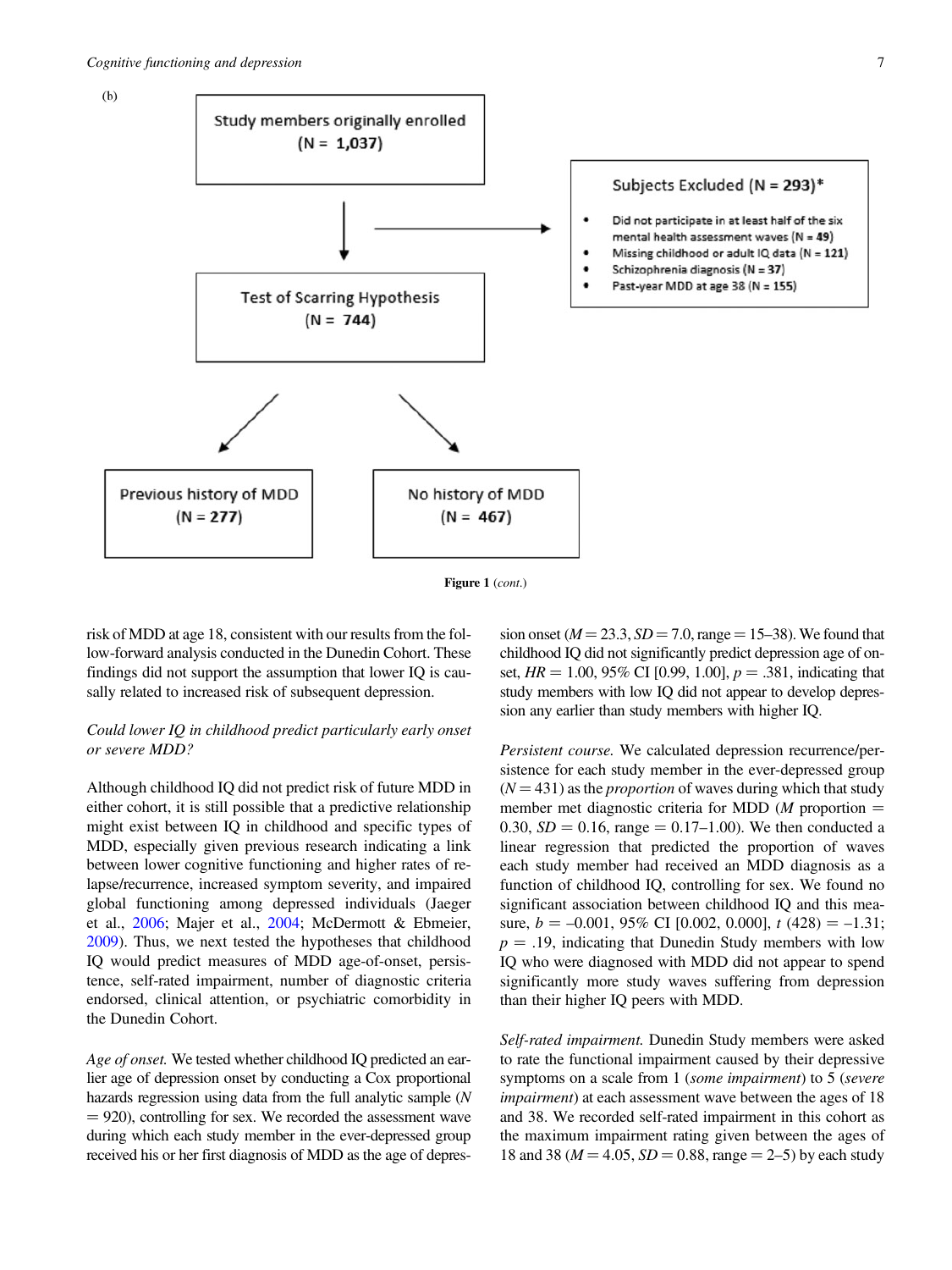(b)

Study members originally enrolled (N = 1,037)

Subjects Excluded (N = 293)*

- Did not participate in at least half of the six mental health assessment waves (N = 49)
- Missing childhood or adult IQ data (N = 121)
- Schizophrenia diagnosis (N = 37)
- Past-year MDD at age 38 (N = 155)

Test of Scarring Hypothesis (N = 744)

Previous history of MDD (N = 277)

No history of MDD (N = 467)

**Figure 1** (*cont.*)

risk of MDD at age 18, consistent with our results from the follow-forward analysis conducted in the Dunedin Cohort. These findings did not support the assumption that lower IQ is causally related to increased risk of subsequent depression.

*Could lower IQ in childhood predict particularly early onset or severe MDD?*

Although childhood IQ did not predict risk of future MDD in either cohort, it is still possible that a predictive relationship might exist between IQ in childhood and specific types of MDD, especially given previous research indicating a link between lower cognitive functioning and higher rates of relapse/recurrence, increased symptom severity, and impaired global functioning among depressed individuals (Jaeger et al., 2006; Majer et al., 2004; McDermott & Ebmeier, 2009). Thus, we next tested the hypotheses that childhood IQ would predict measures of MDD age-of-onset, persistence, self-rated impairment, number of diagnostic criteria endorsed, clinical attention, or psychiatric comorbidity in the Dunedin Cohort.

*Age of onset.* We tested whether childhood IQ predicted an earlier age of depression onset by conducting a Cox proportional hazards regression using data from the full analytic sample ($N = 920$), controlling for sex. We recorded the assessment wave during which each study member in the ever-depressed group received his or her first diagnosis of MDD as the age of depression onset ($M = 23.3$, $SD = 7.0$, range = 15–38). We found that childhood IQ did not significantly predict depression age of onset, $HR = 1.00$, 95% CI [0.99, 1.00], $p = .381$, indicating that study members with low IQ did not appear to develop depression any earlier than study members with higher IQ.

*Persistent course.* We calculated depression recurrence/persistence for each study member in the ever-depressed group ($N = 431$) as the *proportion* of waves during which that study member met diagnostic criteria for MDD ($M$ proportion = 0.30, $SD = 0.16$, range = 0.17–1.00). We then conducted a linear regression that predicted the proportion of waves each study member had received an MDD diagnosis as a function of childhood IQ, controlling for sex. We found no significant association between childhood IQ and this measure, $b = -0.001$, 95% CI [0.002, 0.000], $t\ (428) = -1.31$; $p = .19$, indicating that Dunedin Study members with low IQ who were diagnosed with MDD did not appear to spend significantly more study waves suffering from depression than their higher IQ peers with MDD.

*Self-rated impairment.* Dunedin Study members were asked to rate the functional impairment caused by their depressive symptoms on a scale from 1 (*some impairment*) to 5 (*severe impairment*) at each assessment wave between the ages of 18 and 38. We recorded self-rated impairment in this cohort as the maximum impairment rating given between the ages of 18 and 38 ($M = 4.05$, $SD = 0.88$, range = 2–5) by each study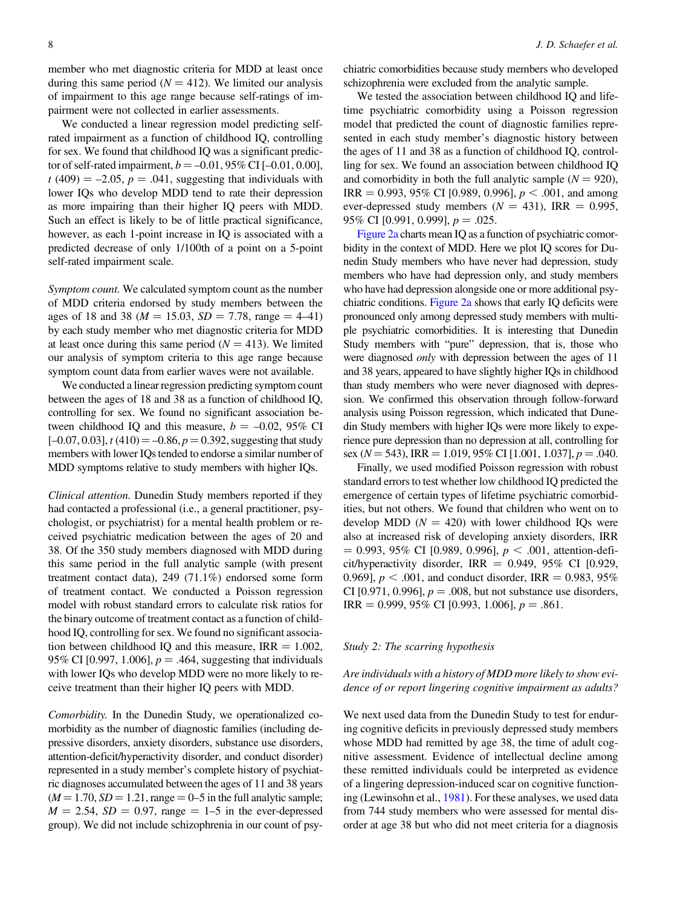member who met diagnostic criteria for MDD at least once during this same period ($N = 412$). We limited our analysis of impairment to this age range because self-ratings of impairment were not collected in earlier assessments.

We conducted a linear regression model predicting self-rated impairment as a function of childhood IQ, controlling for sex. We found that childhood IQ was a significant predictor of self-rated impairment, $b = -0.01$, 95% CI [–0.01, 0.00], $t$ (409) = –2.05, $p = .041$, suggesting that individuals with lower IQs who develop MDD tend to rate their depression as more impairing than their higher IQ peers with MDD. Such an effect is likely to be of little practical significance, however, as each 1-point increase in IQ is associated with a predicted decrease of only 1/100th of a point on a 5-point self-rated impairment scale.

*Symptom count.* We calculated symptom count as the number of MDD criteria endorsed by study members between the ages of 18 and 38 ($M = 15.03$, $SD = 7.78$, range = 4–41) by each study member who met diagnostic criteria for MDD at least once during this same period ($N = 413$). We limited our analysis of symptom criteria to this age range because symptom count data from earlier waves were not available.

We conducted a linear regression predicting symptom count between the ages of 18 and 38 as a function of childhood IQ, controlling for sex. We found no significant association between childhood IQ and this measure, $b = -0.02$, 95% CI [–0.07, 0.03], $t\,(410) = -0.86$, $p = 0.392$, suggesting that study members with lower IQs tended to endorse a similar number of MDD symptoms relative to study members with higher IQs.

*Clinical attention.* Dunedin Study members reported if they had contacted a professional (i.e., a general practitioner, psychologist, or psychiatrist) for a mental health problem or received psychiatric medication between the ages of 20 and 38. Of the 350 study members diagnosed with MDD during this same period in the full analytic sample (with present treatment contact data), 249 (71.1%) endorsed some form of treatment contact. We conducted a Poisson regression model with robust standard errors to calculate risk ratios for the binary outcome of treatment contact as a function of childhood IQ, controlling for sex. We found no significant association between childhood IQ and this measure, IRR = 1.002, 95% CI [0.997, 1.006], $p = .464$, suggesting that individuals with lower IQs who develop MDD were no more likely to receive treatment than their higher IQ peers with MDD.

*Comorbidity.* In the Dunedin Study, we operationalized comorbidity as the number of diagnostic families (including depressive disorders, anxiety disorders, substance use disorders, attention-deficit/hyperactivity disorder, and conduct disorder) represented in a study member's complete history of psychiatric diagnoses accumulated between the ages of 11 and 38 years ($M = 1.70$, $SD = 1.21$, range = 0–5 in the full analytic sample; $M = 2.54$, $SD = 0.97$, range = 1–5 in the ever-depressed group). We did not include schizophrenia in our count of psychiatric comorbidities because study members who developed schizophrenia were excluded from the analytic sample.

We tested the association between childhood IQ and lifetime psychiatric comorbidity using a Poisson regression model that predicted the count of diagnostic families represented in each study member's diagnostic history between the ages of 11 and 38 as a function of childhood IQ, controlling for sex. We found an association between childhood IQ and comorbidity in both the full analytic sample ($N = 920$), IRR = 0.993, 95% CI [0.989, 0.996], $p < .001$, and among ever-depressed study members ($N = 431$), IRR = 0.995, 95% CI [0.991, 0.999], $p = .025$.

Figure 2a charts mean IQ as a function of psychiatric comorbidity in the context of MDD. Here we plot IQ scores for Dunedin Study members who have never had depression, study members who have had depression only, and study members who have had depression alongside one or more additional psychiatric conditions. Figure 2a shows that early IQ deficits were pronounced only among depressed study members with multiple psychiatric comorbidities. It is interesting that Dunedin Study members with "pure" depression, that is, those who were diagnosed *only* with depression between the ages of 11 and 38 years, appeared to have slightly higher IQs in childhood than study members who were never diagnosed with depression. We confirmed this observation through follow-forward analysis using Poisson regression, which indicated that Dunedin Study members with higher IQs were more likely to experience pure depression than no depression at all, controlling for sex ($N = 543$), IRR = 1.019, 95% CI [1.001, 1.037], $p = .040$.

Finally, we used modified Poisson regression with robust standard errors to test whether low childhood IQ predicted the emergence of certain types of lifetime psychiatric comorbidities, but not others. We found that children who went on to develop MDD ($N = 420$) with lower childhood IQs were also at increased risk of developing anxiety disorders, IRR = 0.993, 95% CI [0.989, 0.996], $p < .001$, attention-deficit/hyperactivity disorder, IRR = 0.949, 95% CI [0.929, 0.969], $p < .001$, and conduct disorder, IRR = 0.983, 95% CI [0.971, 0.996], $p = .008$, but not substance use disorders, IRR = 0.999, 95% CI [0.993, 1.006], $p = .861$.

### Study 2: The scarring hypothesis

*Are individuals with a history of MDD more likely to show evidence of or report lingering cognitive impairment as adults?*

We next used data from the Dunedin Study to test for enduring cognitive deficits in previously depressed study members whose MDD had remitted by age 38, the time of adult cognitive assessment. Evidence of intellectual decline among these remitted individuals could be interpreted as evidence of a lingering depression-induced scar on cognitive functioning (Lewinsohn et al., 1981). For these analyses, we used data from 744 study members who were assessed for mental disorder at age 38 but who did not meet criteria for a diagnosis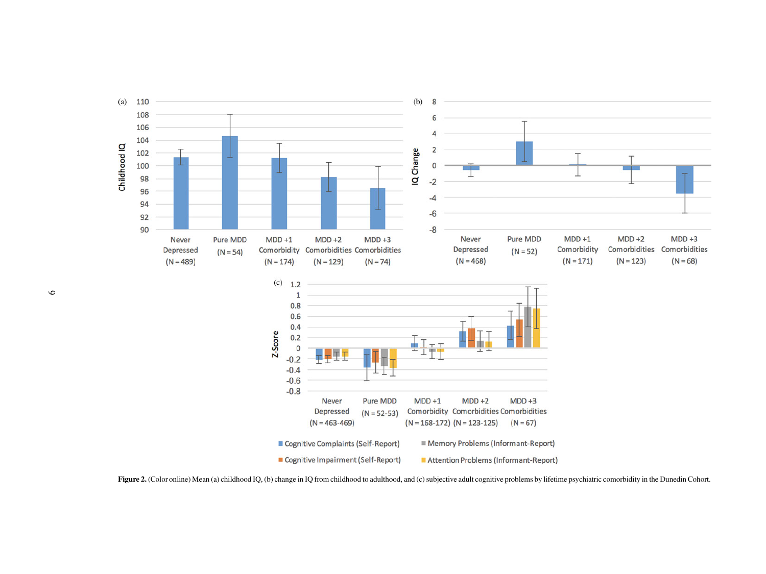**Figure 2.** (Color online) Mean (a) childhood IQ, (b) change in IQ from childhood to adulthood, and (c) subjective adult cognitive problems by lifetime psychiatric comorbidity in the Dunedin Cohort.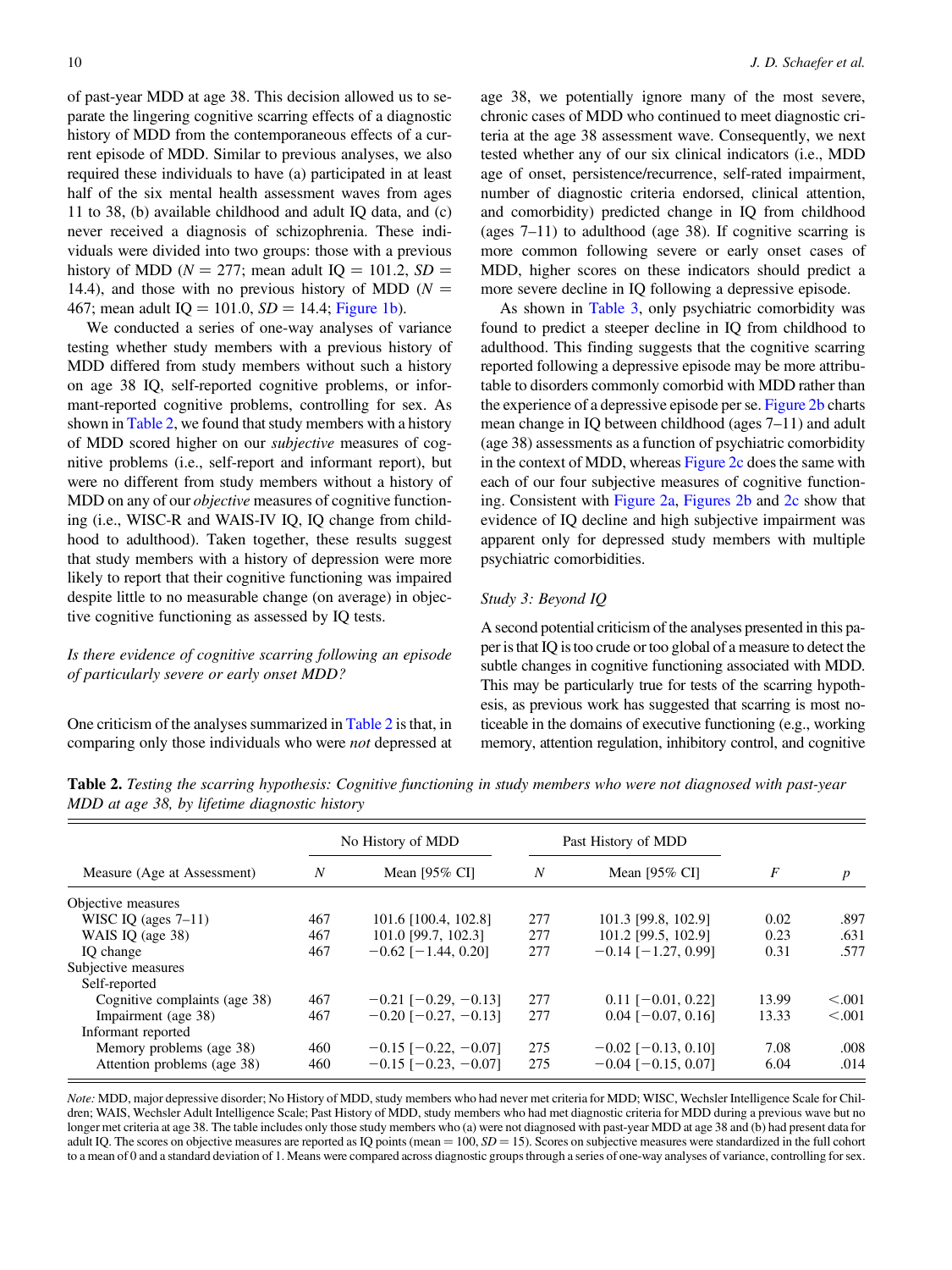of past-year MDD at age 38. This decision allowed us to separate the lingering cognitive scarring effects of a diagnostic history of MDD from the contemporaneous effects of a current episode of MDD. Similar to previous analyses, we also required these individuals to have (a) participated in at least half of the six mental health assessment waves from ages 11 to 38, (b) available childhood and adult IQ data, and (c) never received a diagnosis of schizophrenia. These individuals were divided into two groups: those with a previous history of MDD ($N$ = 277; mean adult IQ = 101.2, $SD$ = 14.4), and those with no previous history of MDD ($N$ = 467; mean adult IQ = 101.0, $SD$ = 14.4; Figure 1b).

We conducted a series of one-way analyses of variance testing whether study members with a previous history of MDD differed from study members without such a history on age 38 IQ, self-reported cognitive problems, or informant-reported cognitive problems, controlling for sex. As shown in Table 2, we found that study members with a history of MDD scored higher on our *subjective* measures of cognitive problems (i.e., self-report and informant report), but were no different from study members without a history of MDD on any of our *objective* measures of cognitive functioning (i.e., WISC-R and WAIS-IV IQ, IQ change from childhood to adulthood). Taken together, these results suggest that study members with a history of depression were more likely to report that their cognitive functioning was impaired despite little to no measurable change (on average) in objective cognitive functioning as assessed by IQ tests.

*Is there evidence of cognitive scarring following an episode of particularly severe or early onset MDD?*

One criticism of the analyses summarized in Table 2 is that, in comparing only those individuals who were *not* depressed at age 38, we potentially ignore many of the most severe, chronic cases of MDD who continued to meet diagnostic criteria at the age 38 assessment wave. Consequently, we next tested whether any of our six clinical indicators (i.e., MDD age of onset, persistence/recurrence, self-rated impairment, number of diagnostic criteria endorsed, clinical attention, and comorbidity) predicted change in IQ from childhood (ages 7–11) to adulthood (age 38). If cognitive scarring is more common following severe or early onset cases of MDD, higher scores on these indicators should predict a more severe decline in IQ following a depressive episode.

As shown in Table 3, only psychiatric comorbidity was found to predict a steeper decline in IQ from childhood to adulthood. This finding suggests that the cognitive scarring reported following a depressive episode may be more attributable to disorders commonly comorbid with MDD rather than the experience of a depressive episode per se. Figure 2b charts mean change in IQ between childhood (ages 7–11) and adult (age 38) assessments as a function of psychiatric comorbidity in the context of MDD, whereas Figure 2c does the same with each of our four subjective measures of cognitive functioning. Consistent with Figure 2a, Figures 2b and 2c show that evidence of IQ decline and high subjective impairment was apparent only for depressed study members with multiple psychiatric comorbidities.

### *Study 3: Beyond IQ*

A second potential criticism of the analyses presented in this paper is that IQ is too crude or too global of a measure to detect the subtle changes in cognitive functioning associated with MDD. This may be particularly true for tests of the scarring hypothesis, as previous work has suggested that scarring is most noticeable in the domains of executive functioning (e.g., working memory, attention regulation, inhibitory control, and cognitive

**Table 2.** *Testing the scarring hypothesis: Cognitive functioning in study members who were not diagnosed with past-year MDD at age 38, by lifetime diagnostic history*

| Measure (Age at Assessment) | No History of MDD | | Past History of MDD | | | |
|---|---|---|---|---|---|---|
| | $N$ | Mean [95% CI] | $N$ | Mean [95% CI] | $F$ | $p$ |
| Objective measures | | | | | | |
| WISC IQ (ages 7–11) | 467 | 101.6 [100.4, 102.8] | 277 | 101.3 [99.8, 102.9] | 0.02 | .897 |
| WAIS IQ (age 38) | 467 | 101.0 [99.7, 102.3] | 277 | 101.2 [99.5, 102.9] | 0.23 | .631 |
| IQ change | 467 | −0.62 [−1.44, 0.20] | 277 | −0.14 [−1.27, 0.99] | 0.31 | .577 |
| Subjective measures | | | | | | |
| Self-reported | | | | | | |
| Cognitive complaints (age 38) | 467 | −0.21 [−0.29, −0.13] | 277 | 0.11 [−0.01, 0.22] | 13.99 | <.001 |
| Impairment (age 38) | 467 | −0.20 [−0.27, −0.13] | 277 | 0.04 [−0.07, 0.16] | 13.33 | <.001 |
| Informant reported | | | | | | |
| Memory problems (age 38) | 460 | −0.15 [−0.22, −0.07] | 275 | −0.02 [−0.13, 0.10] | 7.08 | .008 |
| Attention problems (age 38) | 460 | −0.15 [−0.23, −0.07] | 275 | −0.04 [−0.15, 0.07] | 6.04 | .014 |

*Note:* MDD, major depressive disorder; No History of MDD, study members who had never met criteria for MDD; WISC, Wechsler Intelligence Scale for Children; WAIS, Wechsler Adult Intelligence Scale; Past History of MDD, study members who had met diagnostic criteria for MDD during a previous wave but no longer met criteria at age 38. The table includes only those study members who (a) were not diagnosed with past-year MDD at age 38 and (b) had present data for adult IQ. The scores on objective measures are reported as IQ points (mean = 100, $SD$ = 15). Scores on subjective measures were standardized in the full cohort to a mean of 0 and a standard deviation of 1. Means were compared across diagnostic groups through a series of one-way analyses of variance, controlling for sex.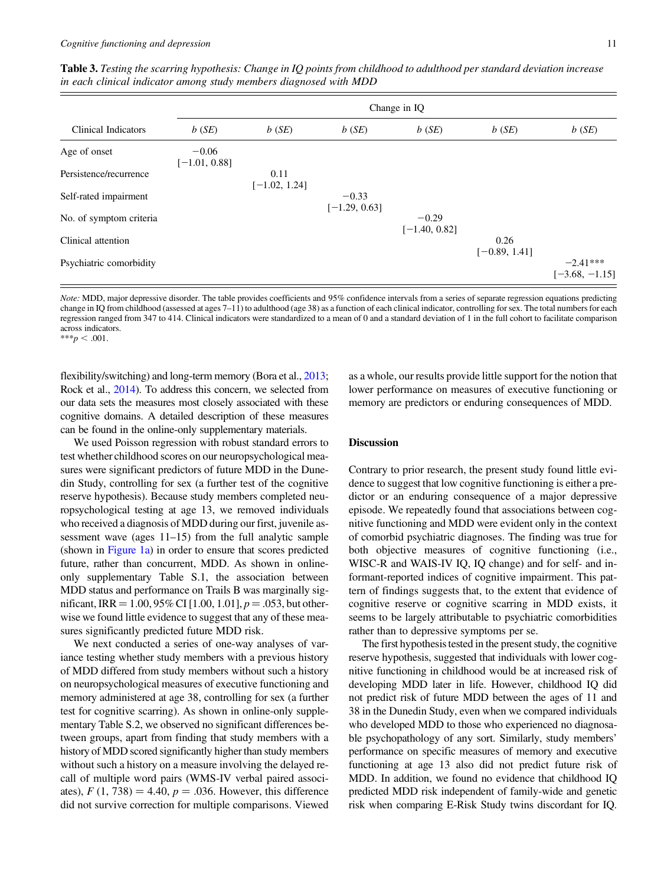**Table 3.** *Testing the scarring hypothesis: Change in IQ points from childhood to adulthood per standard deviation increase in each clinical indicator among study members diagnosed with MDD*

| | Change in IQ | | | | | |
|---|---|---|---|---|---|---|
| Clinical Indicators | *b* (*SE*) | *b* (*SE*) | *b* (*SE*) | *b* (*SE*) | *b* (*SE*) | *b* (*SE*) |
| Age of onset | −0.06 [−1.01, 0.88] | | | | | |
| Persistence/recurrence | | 0.11 [−1.02, 1.24] | | | | |
| Self-rated impairment | | | −0.33 [−1.29, 0.63] | | | |
| No. of symptom criteria | | | | −0.29 [−1.40, 0.82] | | |
| Clinical attention | | | | | 0.26 [−0.89, 1.41] | |
| Psychiatric comorbidity | | | | | | −2.41*** [−3.68, −1.15] |

*Note:* MDD, major depressive disorder. The table provides coefficients and 95% confidence intervals from a series of separate regression equations predicting change in IQ from childhood (assessed at ages 7–11) to adulthood (age 38) as a function of each clinical indicator, controlling for sex. The total numbers for each regression ranged from 347 to 414. Clinical indicators were standardized to a mean of 0 and a standard deviation of 1 in the full cohort to facilitate comparison across indicators.
***$p < .001$.

flexibility/switching) and long-term memory (Bora et al., 2013; Rock et al., 2014). To address this concern, we selected from our data sets the measures most closely associated with these cognitive domains. A detailed description of these measures can be found in the online-only supplementary materials.

We used Poisson regression with robust standard errors to test whether childhood scores on our neuropsychological measures were significant predictors of future MDD in the Dunedin Study, controlling for sex (a further test of the cognitive reserve hypothesis). Because study members completed neuropsychological testing at age 13, we removed individuals who received a diagnosis of MDD during our first, juvenile assessment wave (ages 11–15) from the full analytic sample (shown in Figure 1a) in order to ensure that scores predicted future, rather than concurrent, MDD. As shown in online-only supplementary Table S.1, the association between MDD status and performance on Trails B was marginally significant, IRR = 1.00, 95% CI [1.00, 1.01], $p = .053$, but otherwise we found little evidence to suggest that any of these measures significantly predicted future MDD risk.

We next conducted a series of one-way analyses of variance testing whether study members with a previous history of MDD differed from study members without such a history on neuropsychological measures of executive functioning and memory administered at age 38, controlling for sex (a further test for cognitive scarring). As shown in online-only supplementary Table S.2, we observed no significant differences between groups, apart from finding that study members with a history of MDD scored significantly higher than study members without such a history on a measure involving the delayed recall of multiple word pairs (WMS-IV verbal paired associates), $F\,(1, 738) = 4.40$, $p = .036$. However, this difference did not survive correction for multiple comparisons. Viewed as a whole, our results provide little support for the notion that lower performance on measures of executive functioning or memory are predictors or enduring consequences of MDD.

## Discussion

Contrary to prior research, the present study found little evidence to suggest that low cognitive functioning is either a predictor or an enduring consequence of a major depressive episode. We repeatedly found that associations between cognitive functioning and MDD were evident only in the context of comorbid psychiatric diagnoses. The finding was true for both objective measures of cognitive functioning (i.e., WISC-R and WAIS-IV IQ, IQ change) and for self- and informant-reported indices of cognitive impairment. This pattern of findings suggests that, to the extent that evidence of cognitive reserve or cognitive scarring in MDD exists, it seems to be largely attributable to psychiatric comorbidities rather than to depressive symptoms per se.

The first hypothesis tested in the present study, the cognitive reserve hypothesis, suggested that individuals with lower cognitive functioning in childhood would be at increased risk of developing MDD later in life. However, childhood IQ did not predict risk of future MDD between the ages of 11 and 38 in the Dunedin Study, even when we compared individuals who developed MDD to those who experienced no diagnosable psychopathology of any sort. Similarly, study members' performance on specific measures of memory and executive functioning at age 13 also did not predict future risk of MDD. In addition, we found no evidence that childhood IQ predicted MDD risk independent of family-wide and genetic risk when comparing E-Risk Study twins discordant for IQ.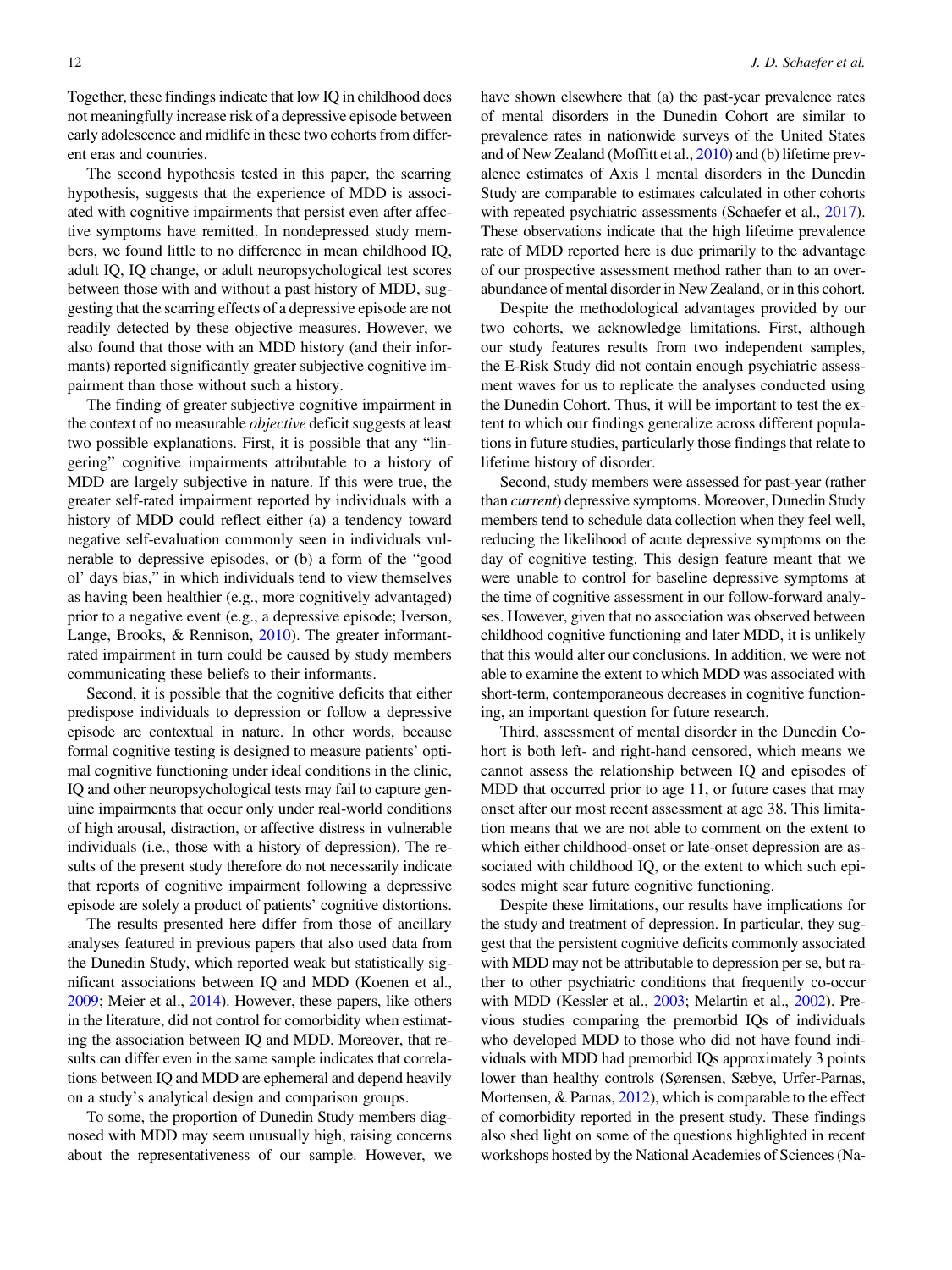Together, these findings indicate that low IQ in childhood does not meaningfully increase risk of a depressive episode between early adolescence and midlife in these two cohorts from different eras and countries.

The second hypothesis tested in this paper, the scarring hypothesis, suggests that the experience of MDD is associated with cognitive impairments that persist even after affective symptoms have remitted. In nondepressed study members, we found little to no difference in mean childhood IQ, adult IQ, IQ change, or adult neuropsychological test scores between those with and without a past history of MDD, suggesting that the scarring effects of a depressive episode are not readily detected by these objective measures. However, we also found that those with an MDD history (and their informants) reported significantly greater subjective cognitive impairment than those without such a history.

The finding of greater subjective cognitive impairment in the context of no measurable *objective* deficit suggests at least two possible explanations. First, it is possible that any "lingering" cognitive impairments attributable to a history of MDD are largely subjective in nature. If this were true, the greater self-rated impairment reported by individuals with a history of MDD could reflect either (a) a tendency toward negative self-evaluation commonly seen in individuals vulnerable to depressive episodes, or (b) a form of the "good ol' days bias," in which individuals tend to view themselves as having been healthier (e.g., more cognitively advantaged) prior to a negative event (e.g., a depressive episode; Iverson, Lange, Brooks, & Rennison, 2010). The greater informant-rated impairment in turn could be caused by study members communicating these beliefs to their informants.

Second, it is possible that the cognitive deficits that either predispose individuals to depression or follow a depressive episode are contextual in nature. In other words, because formal cognitive testing is designed to measure patients' optimal cognitive functioning under ideal conditions in the clinic, IQ and other neuropsychological tests may fail to capture genuine impairments that occur only under real-world conditions of high arousal, distraction, or affective distress in vulnerable individuals (i.e., those with a history of depression). The results of the present study therefore do not necessarily indicate that reports of cognitive impairment following a depressive episode are solely a product of patients' cognitive distortions.

The results presented here differ from those of ancillary analyses featured in previous papers that also used data from the Dunedin Study, which reported weak but statistically significant associations between IQ and MDD (Koenen et al., 2009; Meier et al., 2014). However, these papers, like others in the literature, did not control for comorbidity when estimating the association between IQ and MDD. Moreover, that results can differ even in the same sample indicates that correlations between IQ and MDD are ephemeral and depend heavily on a study's analytical design and comparison groups.

To some, the proportion of Dunedin Study members diagnosed with MDD may seem unusually high, raising concerns about the representativeness of our sample. However, we have shown elsewhere that (a) the past-year prevalence rates of mental disorders in the Dunedin Cohort are similar to prevalence rates in nationwide surveys of the United States and of New Zealand (Moffitt et al., 2010) and (b) lifetime prevalence estimates of Axis I mental disorders in the Dunedin Study are comparable to estimates calculated in other cohorts with repeated psychiatric assessments (Schaefer et al., 2017). These observations indicate that the high lifetime prevalence rate of MDD reported here is due primarily to the advantage of our prospective assessment method rather than to an overabundance of mental disorder in New Zealand, or in this cohort.

Despite the methodological advantages provided by our two cohorts, we acknowledge limitations. First, although our study features results from two independent samples, the E-Risk Study did not contain enough psychiatric assessment waves for us to replicate the analyses conducted using the Dunedin Cohort. Thus, it will be important to test the extent to which our findings generalize across different populations in future studies, particularly those findings that relate to lifetime history of disorder.

Second, study members were assessed for past-year (rather than *current*) depressive symptoms. Moreover, Dunedin Study members tend to schedule data collection when they feel well, reducing the likelihood of acute depressive symptoms on the day of cognitive testing. This design feature meant that we were unable to control for baseline depressive symptoms at the time of cognitive assessment in our follow-forward analyses. However, given that no association was observed between childhood cognitive functioning and later MDD, it is unlikely that this would alter our conclusions. In addition, we were not able to examine the extent to which MDD was associated with short-term, contemporaneous decreases in cognitive functioning, an important question for future research.

Third, assessment of mental disorder in the Dunedin Cohort is both left- and right-hand censored, which means we cannot assess the relationship between IQ and episodes of MDD that occurred prior to age 11, or future cases that may onset after our most recent assessment at age 38. This limitation means that we are not able to comment on the extent to which either childhood-onset or late-onset depression are associated with childhood IQ, or the extent to which such episodes might scar future cognitive functioning.

Despite these limitations, our results have implications for the study and treatment of depression. In particular, they suggest that the persistent cognitive deficits commonly associated with MDD may not be attributable to depression per se, but rather to other psychiatric conditions that frequently co-occur with MDD (Kessler et al., 2003; Melartin et al., 2002). Previous studies comparing the premorbid IQs of individuals who developed MDD to those who did not have found individuals with MDD had premorbid IQs approximately 3 points lower than healthy controls (Sørensen, Sæbye, Urfer-Parnas, Mortensen, & Parnas, 2012), which is comparable to the effect of comorbidity reported in the present study. These findings also shed light on some of the questions highlighted in recent workshops hosted by the National Academies of Sciences (Na-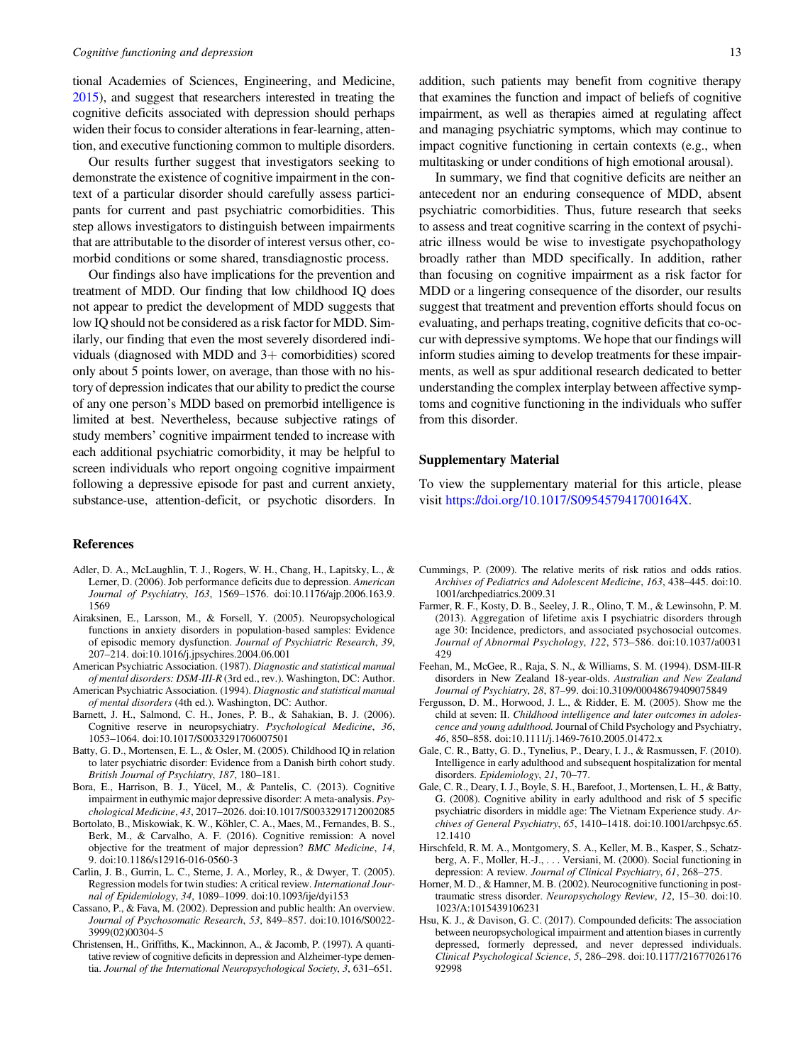tional Academies of Sciences, Engineering, and Medicine, 2015), and suggest that researchers interested in treating the cognitive deficits associated with depression should perhaps widen their focus to consider alterations in fear-learning, attention, and executive functioning common to multiple disorders.

Our results further suggest that investigators seeking to demonstrate the existence of cognitive impairment in the context of a particular disorder should carefully assess participants for current and past psychiatric comorbidities. This step allows investigators to distinguish between impairments that are attributable to the disorder of interest versus other, comorbid conditions or some shared, transdiagnostic process.

Our findings also have implications for the prevention and treatment of MDD. Our finding that low childhood IQ does not appear to predict the development of MDD suggests that low IQ should not be considered as a risk factor for MDD. Similarly, our finding that even the most severely disordered individuals (diagnosed with MDD and 3+ comorbidities) scored only about 5 points lower, on average, than those with no history of depression indicates that our ability to predict the course of any one person's MDD based on premorbid intelligence is limited at best. Nevertheless, because subjective ratings of study members' cognitive impairment tended to increase with each additional psychiatric comorbidity, it may be helpful to screen individuals who report ongoing cognitive impairment following a depressive episode for past and current anxiety, substance-use, attention-deficit, or psychotic disorders. In addition, such patients may benefit from cognitive therapy that examines the function and impact of beliefs of cognitive impairment, as well as therapies aimed at regulating affect and managing psychiatric symptoms, which may continue to impact cognitive functioning in certain contexts (e.g., when multitasking or under conditions of high emotional arousal).

In summary, we find that cognitive deficits are neither an antecedent nor an enduring consequence of MDD, absent psychiatric comorbidities. Thus, future research that seeks to assess and treat cognitive scarring in the context of psychiatric illness would be wise to investigate psychopathology broadly rather than MDD specifically. In addition, rather than focusing on cognitive impairment as a risk factor for MDD or a lingering consequence of the disorder, our results suggest that treatment and prevention efforts should focus on evaluating, and perhaps treating, cognitive deficits that co-occur with depressive symptoms. We hope that our findings will inform studies aiming to develop treatments for these impairments, as well as spur additional research dedicated to better understanding the complex interplay between affective symptoms and cognitive functioning in the individuals who suffer from this disorder.

## Supplementary Material

To view the supplementary material for this article, please visit https://doi.org/10.1017/S095457941700164X.

## References

Adler, D. A., McLaughlin, T. J., Rogers, W. H., Chang, H., Lapitsky, L., & Lerner, D. (2006). Job performance deficits due to depression. *American Journal of Psychiatry*, *163*, 1569–1576. doi:10.1176/ajp.2006.163.9.1569

Airaksinen, E., Larsson, M., & Forsell, Y. (2005). Neuropsychological functions in anxiety disorders in population-based samples: Evidence of episodic memory dysfunction. *Journal of Psychiatric Research*, *39*, 207–214. doi:10.1016/j.jpsychires.2004.06.001

American Psychiatric Association. (1987). *Diagnostic and statistical manual of mental disorders: DSM-III-R* (3rd ed., rev.). Washington, DC: Author.

American Psychiatric Association. (1994). *Diagnostic and statistical manual of mental disorders* (4th ed.). Washington, DC: Author.

Barnett, J. H., Salmond, C. H., Jones, P. B., & Sahakian, B. J. (2006). Cognitive reserve in neuropsychiatry. *Psychological Medicine*, *36*, 1053–1064. doi:10.1017/S0033291706007501

Batty, G. D., Mortensen, E. L., & Osler, M. (2005). Childhood IQ in relation to later psychiatric disorder: Evidence from a Danish birth cohort study. *British Journal of Psychiatry*, *187*, 180–181.

Bora, E., Harrison, B. J., Yücel, M., & Pantelis, C. (2013). Cognitive impairment in euthymic major depressive disorder: A meta-analysis. *Psychological Medicine*, *43*, 2017–2026. doi:10.1017/S0033291712002085

Bortolato, B., Miskowiak, K. W., Köhler, C. A., Maes, M., Fernandes, B. S., Berk, M., & Carvalho, A. F. (2016). Cognitive remission: A novel objective for the treatment of major depression? *BMC Medicine*, *14*, 9. doi:10.1186/s12916-016-0560-3

Carlin, J. B., Gurrin, L. C., Sterne, J. A., Morley, R., & Dwyer, T. (2005). Regression models for twin studies: A critical review. *International Journal of Epidemiology*, *34*, 1089–1099. doi:10.1093/ije/dyi153

Cassano, P., & Fava, M. (2002). Depression and public health: An overview. *Journal of Psychosomatic Research*, *53*, 849–857. doi:10.1016/S0022-3999(02)00304-5

Christensen, H., Griffiths, K., Mackinnon, A., & Jacomb, P. (1997). A quantitative review of cognitive deficits in depression and Alzheimer-type dementia. *Journal of the International Neuropsychological Society*, *3*, 631–651.

Cummings, P. (2009). The relative merits of risk ratios and odds ratios. *Archives of Pediatrics and Adolescent Medicine*, *163*, 438–445. doi:10.1001/archpediatrics.2009.31

Farmer, R. F., Kosty, D. B., Seeley, J. R., Olino, T. M., & Lewinsohn, P. M. (2013). Aggregation of lifetime axis I psychiatric disorders through age 30: Incidence, predictors, and associated psychosocial outcomes. *Journal of Abnormal Psychology*, *122*, 573–586. doi:10.1037/a0031429

Feehan, M., McGee, R., Raja, S. N., & Williams, S. M. (1994). DSM-III-R disorders in New Zealand 18-year-olds. *Australian and New Zealand Journal of Psychiatry*, *28*, 87–99. doi:10.3109/00048679409075849

Fergusson, D. M., Horwood, J. L., & Ridder, E. M. (2005). Show me the child at seven: II. *Childhood intelligence and later outcomes in adolescence and young adulthood.* Journal of Child Psychology and Psychiatry, *46*, 850–858. doi:10.1111/j.1469-7610.2005.01472.x

Gale, C. R., Batty, G. D., Tynelius, P., Deary, I. J., & Rasmussen, F. (2010). Intelligence in early adulthood and subsequent hospitalization for mental disorders. *Epidemiology*, *21*, 70–77.

Gale, C. R., Deary, I. J., Boyle, S. H., Barefoot, J., Mortensen, L. H., & Batty, G. (2008). Cognitive ability in early adulthood and risk of 5 specific psychiatric disorders in middle age: The Vietnam Experience study. *Archives of General Psychiatry*, *65*, 1410–1418. doi:10.1001/archpsyc.65.12.1410

Hirschfeld, R. M. A., Montgomery, S. A., Keller, M. B., Kasper, S., Schatzberg, A. F., Moller, H.-J., . . . Versiani, M. (2000). Social functioning in depression: A review. *Journal of Clinical Psychiatry*, *61*, 268–275.

Horner, M. D., & Hamner, M. B. (2002). Neurocognitive functioning in posttraumatic stress disorder. *Neuropsychology Review*, *12*, 15–30. doi:10.1023/A:1015439106231

Hsu, K. J., & Davison, G. C. (2017). Compounded deficits: The association between neuropsychological impairment and attention biases in currently depressed, formerly depressed, and never depressed individuals. *Clinical Psychological Science*, *5*, 286–298. doi:10.1177/2167702617692998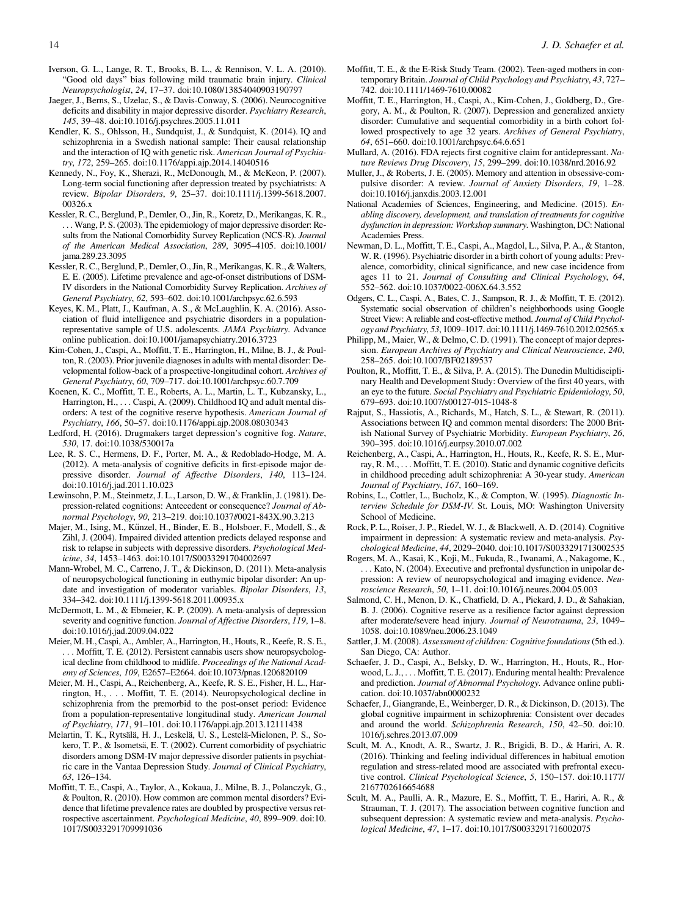Iverson, G. L., Lange, R. T., Brooks, B. L., & Rennison, V. L. A. (2010). "Good old days" bias following mild traumatic brain injury. *Clinical Neuropsychologist*, *24*, 17–37. doi:10.1080/13854040903190797

Jaeger, J., Berns, S., Uzelac, S., & Davis-Conway, S. (2006). Neurocognitive deficits and disability in major depressive disorder. *Psychiatry Research*, *145*, 39–48. doi:10.1016/j.psychres.2005.11.011

Kendler, K. S., Ohlsson, H., Sundquist, J., & Sundquist, K. (2014). IQ and schizophrenia in a Swedish national sample: Their causal relationship and the interaction of IQ with genetic risk. *American Journal of Psychiatry*, *172*, 259–265. doi:10.1176/appi.ajp.2014.14040516

Kennedy, N., Foy, K., Sherazi, R., McDonough, M., & McKeon, P. (2007). Long-term social functioning after depression treated by psychiatrists: A review. *Bipolar Disorders*, *9*, 25–37. doi:10.1111/j.1399-5618.2007.00326.x

Kessler, R. C., Berglund, P., Demler, O., Jin, R., Koretz, D., Merikangas, K. R., . . . Wang, P. S. (2003). The epidemiology of major depressive disorder: Results from the National Comorbidity Survey Replication (NCS-R). *Journal of the American Medical Association*, *289*, 3095–4105. doi:10.1001/jama.289.23.3095

Kessler, R. C., Berglund, P., Demler, O., Jin, R., Merikangas, K. R., & Walters, E. E. (2005). Lifetime prevalence and age-of-onset distributions of DSM-IV disorders in the National Comorbidity Survey Replication. *Archives of General Psychiatry*, *62*, 593–602. doi:10.1001/archpsyc.62.6.593

Keyes, K. M., Platt, J., Kaufman, A. S., & McLaughlin, K. A. (2016). Association of fluid intelligence and psychiatric disorders in a population-representative sample of U.S. adolescents. *JAMA Psychiatry*. Advance online publication. doi:10.1001/jamapsychiatry.2016.3723

Kim-Cohen, J., Caspi, A., Moffitt, T. E., Harrington, H., Milne, B. J., & Poulton, R. (2003). Prior juvenile diagnoses in adults with mental disorder: Developmental follow-back of a prospective-longitudinal cohort. *Archives of General Psychiatry*, *60*, 709–717. doi:10.1001/archpsyc.60.7.709

Koenen, K. C., Moffitt, T. E., Roberts, A. L., Martin, L. T., Kubzansky, L., Harrington, H., . . . Caspi, A. (2009). Childhood IQ and adult mental disorders: A test of the cognitive reserve hypothesis. *American Journal of Psychiatry*, *166*, 50–57. doi:10.1176/appi.ajp.2008.08030343

Ledford, H. (2016). Drugmakers target depression's cognitive fog. *Nature*, *530*, 17. doi:10.1038/530017a

Lee, R. S. C., Hermens, D. F., Porter, M. A., & Redoblado-Hodge, M. A. (2012). A meta-analysis of cognitive deficits in first-episode major depressive disorder. *Journal of Affective Disorders*, *140*, 113–124. doi:10.1016/j.jad.2011.10.023

Lewinsohn, P. M., Steinmetz, J. L., Larson, D. W., & Franklin, J. (1981). Depression-related cognitions: Antecedent or consequence? *Journal of Abnormal Psychology*, *90*, 213–219. doi:10.1037//0021-843X.90.3.213

Majer, M., Ising, M., Künzel, H., Binder, E. B., Holsboer, F., Modell, S., & Zihl, J. (2004). Impaired divided attention predicts delayed response and risk to relapse in subjects with depressive disorders. *Psychological Medicine*, *34*, 1453–1463. doi:10.1017/S0033291704002697

Mann-Wrobel, M. C., Carreno, J. T., & Dickinson, D. (2011). Meta-analysis of neuropsychological functioning in euthymic bipolar disorder: An update and investigation of moderator variables. *Bipolar Disorders*, *13*, 334–342. doi:10.1111/j.1399-5618.2011.00935.x

McDermott, L. M., & Ebmeier, K. P. (2009). A meta-analysis of depression severity and cognitive function. *Journal of Affective Disorders*, *119*, 1–8. doi:10.1016/j.jad.2009.04.022

Meier, M. H., Caspi, A., Ambler, A., Harrington, H., Houts, R., Keefe, R. S. E., . . . Moffitt, T. E. (2012). Persistent cannabis users show neuropsychological decline from childhood to midlife. *Proceedings of the National Academy of Sciences*, *109*, E2657–E2664. doi:10.1073/pnas.1206820109

Meier, M. H., Caspi, A., Reichenberg, A., Keefe, R. S. E., Fisher, H. L., Harrington, H., . . . Moffitt, T. E. (2014). Neuropsychological decline in schizophrenia from the premorbid to the post-onset period: Evidence from a population-representative longitudinal study. *American Journal of Psychiatry*, *171*, 91–101. doi:10.1176/appi.ajp.2013.12111438

Melartin, T. K., Rytsälä, H. J., Leskelä, U. S., Lestelä-Mielonen, P. S., Sokero, T. P., & Isometsä, E. T. (2002). Current comorbidity of psychiatric disorders among DSM-IV major depressive disorder patients in psychiatric care in the Vantaa Depression Study. *Journal of Clinical Psychiatry*, *63*, 126–134.

Moffitt, T. E., Caspi, A., Taylor, A., Kokaua, J., Milne, B. J., Polanczyk, G., & Poulton, R. (2010). How common are common mental disorders? Evidence that lifetime prevalence rates are doubled by prospective versus retrospective ascertainment. *Psychological Medicine*, *40*, 899–909. doi:10.1017/S0033291709991036

Moffitt, T. E., & the E-Risk Study Team. (2002). Teen-aged mothers in contemporary Britain. *Journal of Child Psychology and Psychiatry*, *43*, 727–742. doi:10.1111/1469-7610.00082

Moffitt, T. E., Harrington, H., Caspi, A., Kim-Cohen, J., Goldberg, D., Gregory, A. M., & Poulton, R. (2007). Depression and generalized anxiety disorder: Cumulative and sequential comorbidity in a birth cohort followed prospectively to age 32 years. *Archives of General Psychiatry*, *64*, 651–660. doi:10.1001/archpsyc.64.6.651

Mullard, A. (2016). FDA rejects first cognitive claim for antidepressant. *Nature Reviews Drug Discovery*, *15*, 299–299. doi:10.1038/nrd.2016.92

Muller, J., & Roberts, J. E. (2005). Memory and attention in obsessive-compulsive disorder: A review. *Journal of Anxiety Disorders*, *19*, 1–28. doi:10.1016/j.janxdis.2003.12.001

National Academies of Sciences, Engineering, and Medicine. (2015). *Enabling discovery, development, and translation of treatments for cognitive dysfunction in depression: Workshop summary*. Washington, DC: National Academies Press.

Newman, D. L., Moffitt, T. E., Caspi, A., Magdol, L., Silva, P. A., & Stanton, W. R. (1996). Psychiatric disorder in a birth cohort of young adults: Prevalence, comorbidity, clinical significance, and new case incidence from ages 11 to 21. *Journal of Consulting and Clinical Psychology*, *64*, 552–562. doi:10.1037/0022-006X.64.3.552

Odgers, C. L., Caspi, A., Bates, C. J., Sampson, R. J., & Moffitt, T. E. (2012). Systematic social observation of children's neighborhoods using Google Street View: A reliable and cost-effective method. *Journal of Child Psychology and Psychiatry*, *53*, 1009–1017. doi:10.1111/j.1469-7610.2012.02565.x

Philipp, M., Maier, W., & Delmo, C. D. (1991). The concept of major depression. *European Archives of Psychiatry and Clinical Neuroscience*, *240*, 258–265. doi:10.1007/BF02189537

Poulton, R., Moffitt, T. E., & Silva, P. A. (2015). The Dunedin Multidisciplinary Health and Development Study: Overview of the first 40 years, with an eye to the future. *Social Psychiatry and Psychiatric Epidemiology*, *50*, 679–693. doi:10.1007/s00127-015-1048-8

Rajput, S., Hassiotis, A., Richards, M., Hatch, S. L., & Stewart, R. (2011). Associations between IQ and common mental disorders: The 2000 British National Survey of Psychiatric Morbidity. *European Psychiatry*, *26*, 390–395. doi:10.1016/j.eurpsy.2010.07.002

Reichenberg, A., Caspi, A., Harrington, H., Houts, R., Keefe, R. S. E., Murray, R. M., . . . Moffitt, T. E. (2010). Static and dynamic cognitive deficits in childhood preceding adult schizophrenia: A 30-year study. *American Journal of Psychiatry*, *167*, 160–169.

Robins, L., Cottler, L., Bucholz, K., & Compton, W. (1995). *Diagnostic Interview Schedule for DSM-IV*. St. Louis, MO: Washington University School of Medicine.

Rock, P. L., Roiser, J. P., Riedel, W. J., & Blackwell, A. D. (2014). Cognitive impairment in depression: A systematic review and meta-analysis. *Psychological Medicine*, *44*, 2029–2040. doi:10.1017/S0033291713002535

Rogers, M. A., Kasai, K., Koji, M., Fukuda, R., Iwanami, A., Nakagome, K., . . . Kato, N. (2004). Executive and prefrontal dysfunction in unipolar depression: A review of neuropsychological and imaging evidence. *Neuroscience Research*, *50*, 1–11. doi:10.1016/j.neures.2004.05.003

Salmond, C. H., Menon, D. K., Chatfield, D. A., Pickard, J. D., & Sahakian, B. J. (2006). Cognitive reserve as a resilience factor against depression after moderate/severe head injury. *Journal of Neurotrauma*, *23*, 1049–1058. doi:10.1089/neu.2006.23.1049

Sattler, J. M. (2008). *Assessment of children: Cognitive foundations* (5th ed.). San Diego, CA: Author.

Schaefer, J. D., Caspi, A., Belsky, D. W., Harrington, H., Houts, R., Horwood, L. J., . . . Moffitt, T. E. (2017). Enduring mental health: Prevalence and prediction. *Journal of Abnormal Psychology*. Advance online publication. doi:10.1037/abn0000232

Schaefer, J., Giangrande, E., Weinberger, D. R., & Dickinson, D. (2013). The global cognitive impairment in schizophrenia: Consistent over decades and around the world. *Schizophrenia Research*, *150*, 42–50. doi:10.1016/j.schres.2013.07.009

Scult, M. A., Knodt, A. R., Swartz, J. R., Brigidi, B. D., & Hariri, A. R. (2016). Thinking and feeling individual differences in habitual emotion regulation and stress-related mood are associated with prefrontal executive control. *Clinical Psychological Science*, *5*, 150–157. doi:10.1177/2167702616654688

Scult, M. A., Paulli, A. R., Mazure, E. S., Moffitt, T. E., Hariri, A. R., & Strauman, T. J. (2017). The association between cognitive function and subsequent depression: A systematic review and meta-analysis. *Psychological Medicine*, *47*, 1–17. doi:10.1017/S0033291716002075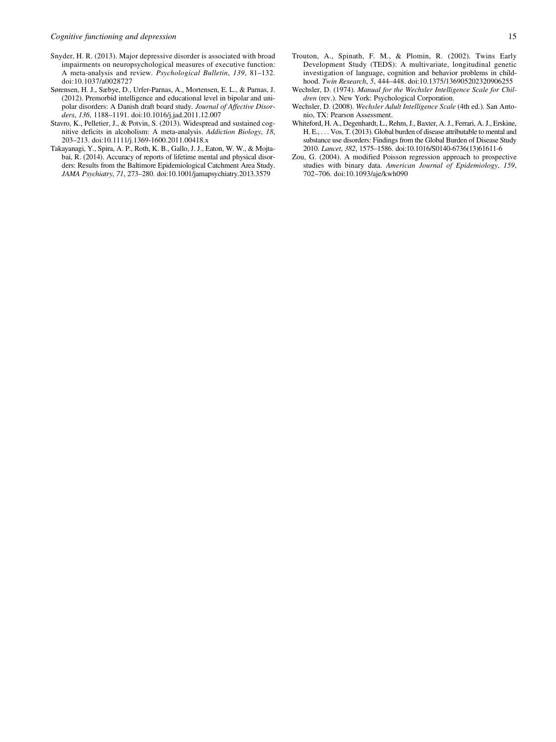Snyder, H. R. (2013). Major depressive disorder is associated with broad impairments on neuropsychological measures of executive function: A meta-analysis and review. *Psychological Bulletin*, *139*, 81–132. doi:10.1037/a0028727

Sørensen, H. J., Sæbye, D., Urfer-Parnas, A., Mortensen, E. L., & Parnas, J. (2012). Premorbid intelligence and educational level in bipolar and unipolar disorders: A Danish draft board study. *Journal of Affective Disorders*, *136*, 1188–1191. doi:10.1016/j.jad.2011.12.007

Stavro, K., Pelletier, J., & Potvin, S. (2013). Widespread and sustained cognitive deficits in alcoholism: A meta-analysis. *Addiction Biology*, *18*, 203–213. doi:10.1111/j.1369-1600.2011.00418.x

Takayanagi, Y., Spira, A. P., Roth, K. B., Gallo, J. J., Eaton, W. W., & Mojtabai, R. (2014). Accuracy of reports of lifetime mental and physical disorders: Results from the Baltimore Epidemiological Catchment Area Study. *JAMA Psychiatry*, *71*, 273–280. doi:10.1001/jamapsychiatry.2013.3579

Trouton, A., Spinath, F. M., & Plomin, R. (2002). Twins Early Development Study (TEDS): A multivariate, longitudinal genetic investigation of language, cognition and behavior problems in childhood. *Twin Research*, *5*, 444–448. doi:10.1375/136905202320906255

Wechsler, D. (1974). *Manual for the Wechsler Intelligence Scale for Children* (rev.). New York: Psychological Corporation.

Wechsler, D. (2008). *Wechsler Adult Intelligence Scale* (4th ed.). San Antonio, TX: Pearson Assessment.

Whiteford, H. A., Degenhardt, L., Rehm, J., Baxter, A. J., Ferrari, A. J., Erskine, H. E., . . . Vos, T. (2013). Global burden of disease attributable to mental and substance use disorders: Findings from the Global Burden of Disease Study 2010. *Lancet*, *382*, 1575–1586. doi:10.1016/S0140-6736(13)61611-6

Zou, G. (2004). A modified Poisson regression approach to prospective studies with binary data. *American Journal of Epidemiology*, *159*, 702–706. doi:10.1093/aje/kwh090